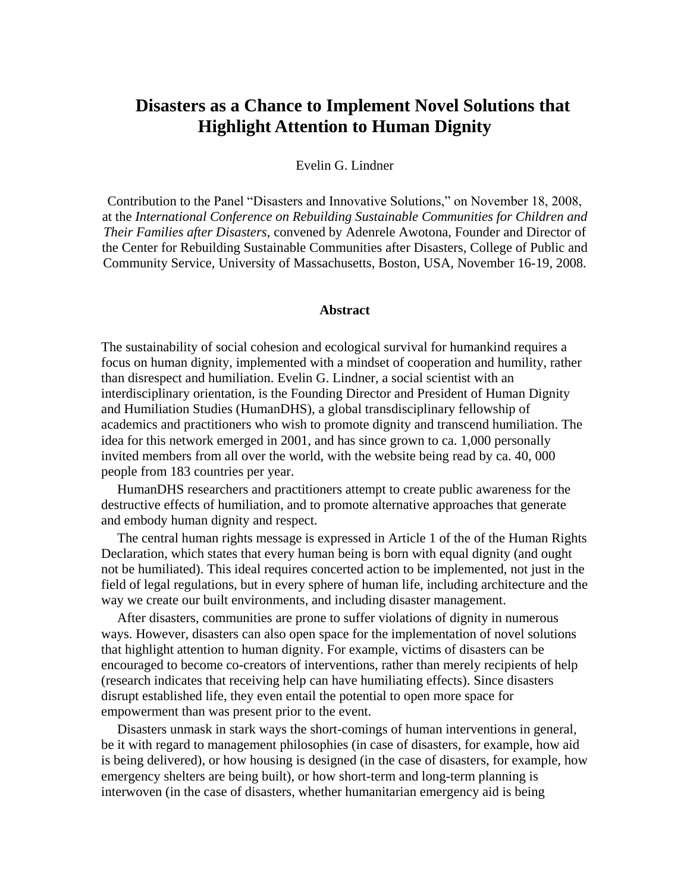# Disasters as a Chance to Implement Novel Solutions that Highlight Attention to Human Dignity

Evelin G. Lindner

Contribution to the Panel "Disasters and Innovative Solutions," on November 18, 2008, at the *International Conference on Rebuilding Sustainable Communities for Children and Their Families after Disasters*, convened by Adenrele Awotona, Founder and Director of the Center for Rebuilding Sustainable Communities after Disasters, College of Public and Community Service, University of Massachusetts, Boston, USA, November 16-19, 2008.

### Abstract

The sustainability of social cohesion and ecological survival for humankind requires a focus on human dignity, implemented with a mindset of cooperation and humility, rather than disrespect and humiliation. Evelin G. Lindner, a social scientist with an interdisciplinary orientation, is the Founding Director and President of Human Dignity and Humiliation Studies (HumanDHS), a global transdisciplinary fellowship of academics and practitioners who wish to promote dignity and transcend humiliation. The idea for this network emerged in 2001, and has since grown to ca. 1,000 personally invited members from all over the world, with the website being read by ca. 40, 000 people from 183 countries per year.

HumanDHS researchers and practitioners attempt to create public awareness for the destructive effects of humiliation, and to promote alternative approaches that generate and embody human dignity and respect.

The central human rights message is expressed in Article 1 of the of the Human Rights Declaration, which states that every human being is born with equal dignity (and ought not be humiliated). This ideal requires concerted action to be implemented, not just in the field of legal regulations, but in every sphere of human life, including architecture and the way we create our built environments, and including disaster management.

After disasters, communities are prone to suffer violations of dignity in numerous ways. However, disasters can also open space for the implementation of novel solutions that highlight attention to human dignity. For example, victims of disasters can be encouraged to become co-creators of interventions, rather than merely recipients of help (research indicates that receiving help can have humiliating effects). Since disasters disrupt established life, they even entail the potential to open more space for empowerment than was present prior to the event.

Disasters unmask in stark ways the short-comings of human interventions in general, be it with regard to management philosophies (in case of disasters, for example, how aid is being delivered), or how housing is designed (in the case of disasters, for example, how emergency shelters are being built), or how short-term and long-term planning is interwoven (in the case of disasters, whether humanitarian emergency aid is being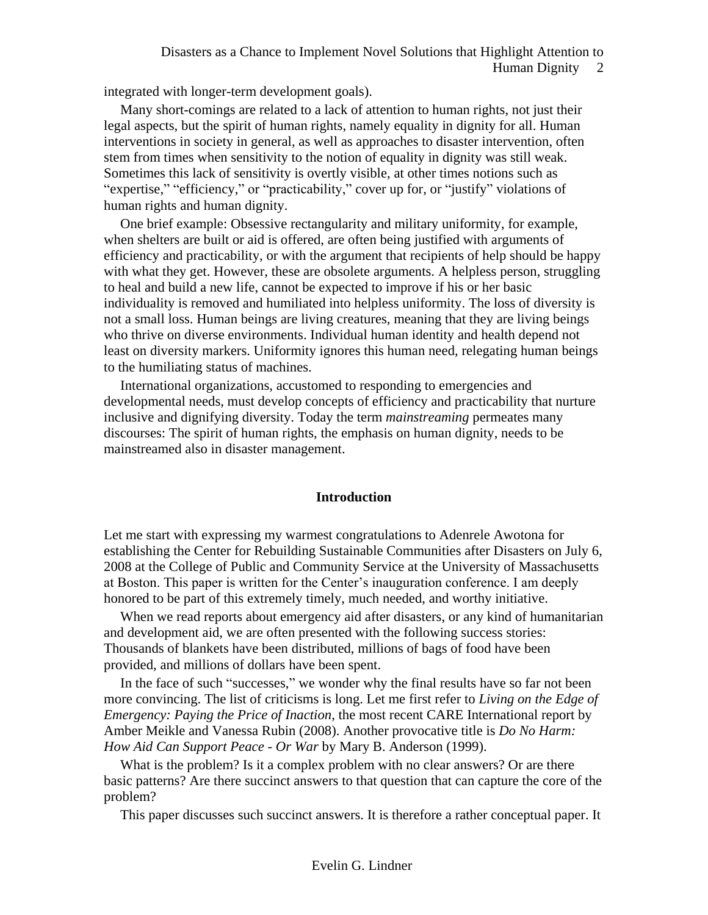integrated with longer-term development goals).

Many short-comings are related to a lack of attention to human rights, not just their legal aspects, but the spirit of human rights, namely equality in dignity for all. Human interventions in society in general, as well as approaches to disaster intervention, often stem from times when sensitivity to the notion of equality in dignity was still weak. Sometimes this lack of sensitivity is overtly visible, at other times notions such as "expertise," "efficiency," or "practicability," cover up for, or "justify" violations of human rights and human dignity.

One brief example: Obsessive rectangularity and military uniformity, for example, when shelters are built or aid is offered, are often being justified with arguments of efficiency and practicability, or with the argument that recipients of help should be happy with what they get. However, these are obsolete arguments. A helpless person, struggling to heal and build a new life, cannot be expected to improve if his or her basic individuality is removed and humiliated into helpless uniformity. The loss of diversity is not a small loss. Human beings are living creatures, meaning that they are living beings who thrive on diverse environments. Individual human identity and health depend not least on diversity markers. Uniformity ignores this human need, relegating human beings to the humiliating status of machines.

International organizations, accustomed to responding to emergencies and developmental needs, must develop concepts of efficiency and practicability that nurture inclusive and dignifying diversity. Today the term *mainstreaming* permeates many discourses: The spirit of human rights, the emphasis on human dignity, needs to be mainstreamed also in disaster management.

## Introduction

Let me start with expressing my warmest congratulations to Adenrele Awotona for establishing the Center for Rebuilding Sustainable Communities after Disasters on July 6, 2008 at the College of Public and Community Service at the University of Massachusetts at Boston. This paper is written for the Center's inauguration conference. I am deeply honored to be part of this extremely timely, much needed, and worthy initiative.

When we read reports about emergency aid after disasters, or any kind of humanitarian and development aid, we are often presented with the following success stories: Thousands of blankets have been distributed, millions of bags of food have been provided, and millions of dollars have been spent.

In the face of such "successes," we wonder why the final results have so far not been more convincing. The list of criticisms is long. Let me first refer to *Living on the Edge of Emergency: Paying the Price of Inaction*, the most recent CARE International report by Amber Meikle and Vanessa Rubin (2008). Another provocative title is *Do No Harm: How Aid Can Support Peace - Or War* by Mary B. Anderson (1999).

What is the problem? Is it a complex problem with no clear answers? Or are there basic patterns? Are there succinct answers to that question that can capture the core of the problem?

This paper discusses such succinct answers. It is therefore a rather conceptual paper. It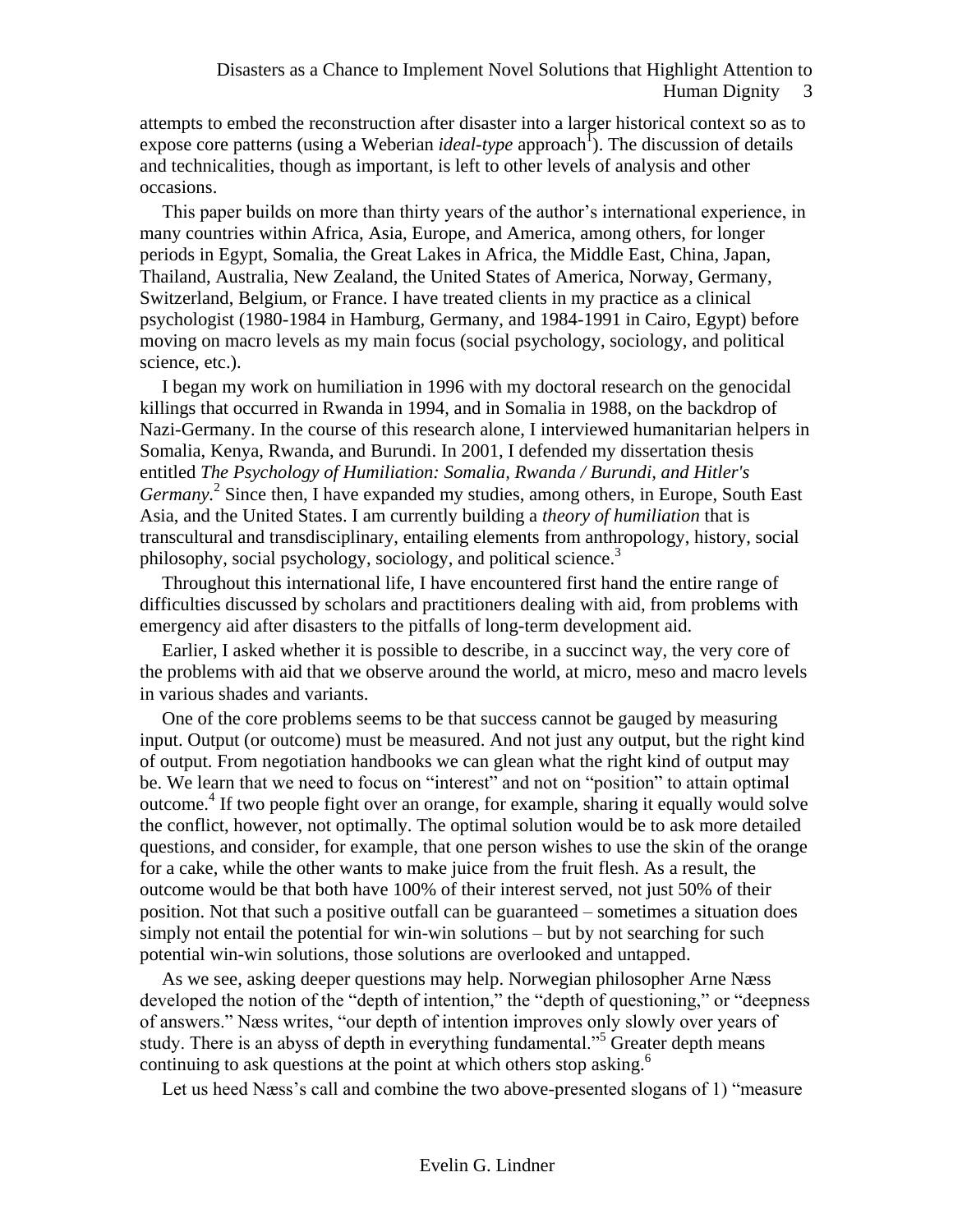attempts to embed the reconstruction after disaster into a larger historical context so as to expose core patterns (using a Weberian *ideal-type* approach[1]). The discussion of details and technicalities, though as important, is left to other levels of analysis and other occasions.

This paper builds on more than thirty years of the author's international experience, in many countries within Africa, Asia, Europe, and America, among others, for longer periods in Egypt, Somalia, the Great Lakes in Africa, the Middle East, China, Japan, Thailand, Australia, New Zealand, the United States of America, Norway, Germany, Switzerland, Belgium, or France. I have treated clients in my practice as a clinical psychologist (1980-1984 in Hamburg, Germany, and 1984-1991 in Cairo, Egypt) before moving on macro levels as my main focus (social psychology, sociology, and political science, etc.).

I began my work on humiliation in 1996 with my doctoral research on the genocidal killings that occurred in Rwanda in 1994, and in Somalia in 1988, on the backdrop of Nazi-Germany. In the course of this research alone, I interviewed humanitarian helpers in Somalia, Kenya, Rwanda, and Burundi. In 2001, I defended my dissertation thesis entitled *The Psychology of Humiliation: Somalia, Rwanda / Burundi, and Hitler's Germany*.[2] Since then, I have expanded my studies, among others, in Europe, South East Asia, and the United States. I am currently building a *theory of humiliation* that is transcultural and transdisciplinary, entailing elements from anthropology, history, social philosophy, social psychology, sociology, and political science.[3]

Throughout this international life, I have encountered first hand the entire range of difficulties discussed by scholars and practitioners dealing with aid, from problems with emergency aid after disasters to the pitfalls of long-term development aid.

Earlier, I asked whether it is possible to describe, in a succinct way, the very core of the problems with aid that we observe around the world, at micro, meso and macro levels in various shades and variants.

One of the core problems seems to be that success cannot be gauged by measuring input. Output (or outcome) must be measured. And not just any output, but the right kind of output. From negotiation handbooks we can glean what the right kind of output may be. We learn that we need to focus on "interest" and not on "position" to attain optimal outcome.[4] If two people fight over an orange, for example, sharing it equally would solve the conflict, however, not optimally. The optimal solution would be to ask more detailed questions, and consider, for example, that one person wishes to use the skin of the orange for a cake, while the other wants to make juice from the fruit flesh. As a result, the outcome would be that both have 100% of their interest served, not just 50% of their position. Not that such a positive outfall can be guaranteed – sometimes a situation does simply not entail the potential for win-win solutions – but by not searching for such potential win-win solutions, those solutions are overlooked and untapped.

As we see, asking deeper questions may help. Norwegian philosopher Arne Næss developed the notion of the "depth of intention," the "depth of questioning," or "deepness of answers." Næss writes, "our depth of intention improves only slowly over years of study. There is an abyss of depth in everything fundamental."[5] Greater depth means continuing to ask questions at the point at which others stop asking.[6]

Let us heed Næss's call and combine the two above-presented slogans of 1) "measure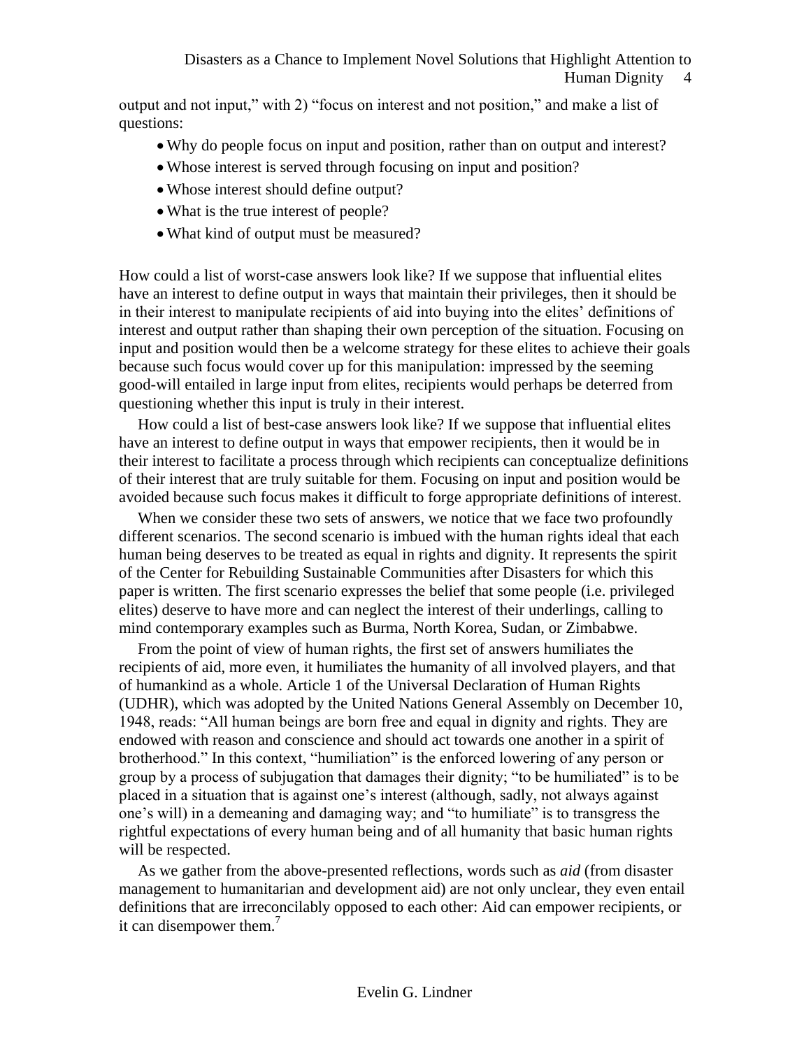output and not input," with 2) "focus on interest and not position," and make a list of questions:

- Why do people focus on input and position, rather than on output and interest?
- Whose interest is served through focusing on input and position?
- Whose interest should define output?
- What is the true interest of people?
- What kind of output must be measured?

How could a list of worst-case answers look like? If we suppose that influential elites have an interest to define output in ways that maintain their privileges, then it should be in their interest to manipulate recipients of aid into buying into the elites' definitions of interest and output rather than shaping their own perception of the situation. Focusing on input and position would then be a welcome strategy for these elites to achieve their goals because such focus would cover up for this manipulation: impressed by the seeming good-will entailed in large input from elites, recipients would perhaps be deterred from questioning whether this input is truly in their interest.

How could a list of best-case answers look like? If we suppose that influential elites have an interest to define output in ways that empower recipients, then it would be in their interest to facilitate a process through which recipients can conceptualize definitions of their interest that are truly suitable for them. Focusing on input and position would be avoided because such focus makes it difficult to forge appropriate definitions of interest.

When we consider these two sets of answers, we notice that we face two profoundly different scenarios. The second scenario is imbued with the human rights ideal that each human being deserves to be treated as equal in rights and dignity. It represents the spirit of the Center for Rebuilding Sustainable Communities after Disasters for which this paper is written. The first scenario expresses the belief that some people (i.e. privileged elites) deserve to have more and can neglect the interest of their underlings, calling to mind contemporary examples such as Burma, North Korea, Sudan, or Zimbabwe.

From the point of view of human rights, the first set of answers humiliates the recipients of aid, more even, it humiliates the humanity of all involved players, and that of humankind as a whole. Article 1 of the Universal Declaration of Human Rights (UDHR), which was adopted by the United Nations General Assembly on December 10, 1948, reads: "All human beings are born free and equal in dignity and rights. They are endowed with reason and conscience and should act towards one another in a spirit of brotherhood." In this context, "humiliation" is the enforced lowering of any person or group by a process of subjugation that damages their dignity; "to be humiliated" is to be placed in a situation that is against one's interest (although, sadly, not always against one's will) in a demeaning and damaging way; and "to humiliate" is to transgress the rightful expectations of every human being and of all humanity that basic human rights will be respected.

As we gather from the above-presented reflections, words such as *aid* (from disaster management to humanitarian and development aid) are not only unclear, they even entail definitions that are irreconcilably opposed to each other: Aid can empower recipients, or it can disempower them.[7]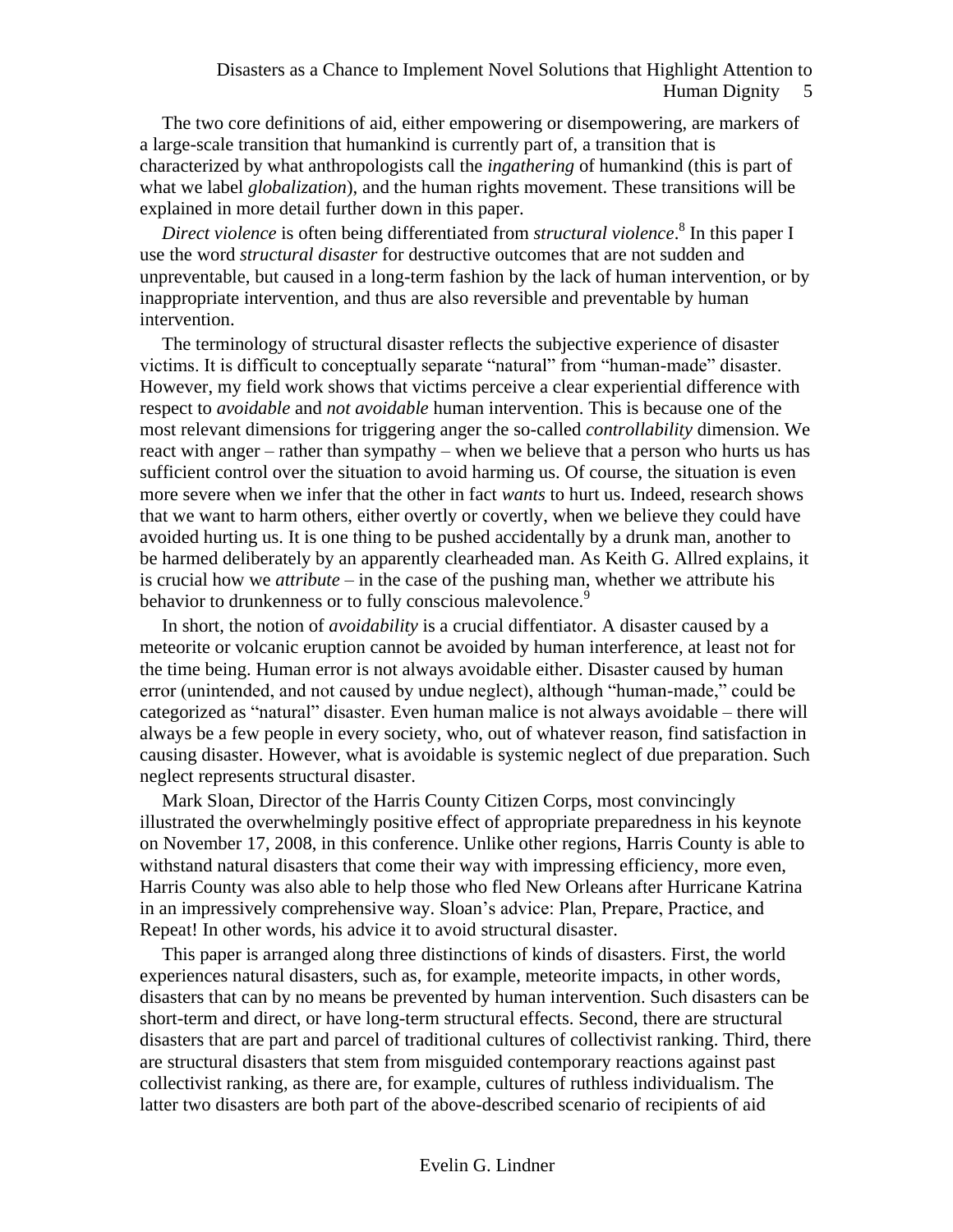The two core definitions of aid, either empowering or disempowering, are markers of a large-scale transition that humankind is currently part of, a transition that is characterized by what anthropologists call the *ingathering* of humankind (this is part of what we label *globalization*), and the human rights movement. These transitions will be explained in more detail further down in this paper.

*Direct violence* is often being differentiated from *structural violence*.[8] In this paper I use the word *structural disaster* for destructive outcomes that are not sudden and unpreventable, but caused in a long-term fashion by the lack of human intervention, or by inappropriate intervention, and thus are also reversible and preventable by human intervention.

The terminology of structural disaster reflects the subjective experience of disaster victims. It is difficult to conceptually separate "natural" from "human-made" disaster. However, my field work shows that victims perceive a clear experiential difference with respect to *avoidable* and *not avoidable* human intervention. This is because one of the most relevant dimensions for triggering anger the so-called *controllability* dimension. We react with anger – rather than sympathy – when we believe that a person who hurts us has sufficient control over the situation to avoid harming us. Of course, the situation is even more severe when we infer that the other in fact *wants* to hurt us. Indeed, research shows that we want to harm others, either overtly or covertly, when we believe they could have avoided hurting us. It is one thing to be pushed accidentally by a drunk man, another to be harmed deliberately by an apparently clearheaded man. As Keith G. Allred explains, it is crucial how we *attribute* – in the case of the pushing man, whether we attribute his behavior to drunkenness or to fully conscious malevolence.[9]

In short, the notion of *avoidability* is a crucial diffentiator. A disaster caused by a meteorite or volcanic eruption cannot be avoided by human interference, at least not for the time being. Human error is not always avoidable either. Disaster caused by human error (unintended, and not caused by undue neglect), although "human-made," could be categorized as "natural" disaster. Even human malice is not always avoidable – there will always be a few people in every society, who, out of whatever reason, find satisfaction in causing disaster. However, what is avoidable is systemic neglect of due preparation. Such neglect represents structural disaster.

Mark Sloan, Director of the Harris County Citizen Corps, most convincingly illustrated the overwhelmingly positive effect of appropriate preparedness in his keynote on November 17, 2008, in this conference. Unlike other regions, Harris County is able to withstand natural disasters that come their way with impressing efficiency, more even, Harris County was also able to help those who fled New Orleans after Hurricane Katrina in an impressively comprehensive way. Sloan's advice: Plan, Prepare, Practice, and Repeat! In other words, his advice it to avoid structural disaster.

This paper is arranged along three distinctions of kinds of disasters. First, the world experiences natural disasters, such as, for example, meteorite impacts, in other words, disasters that can by no means be prevented by human intervention. Such disasters can be short-term and direct, or have long-term structural effects. Second, there are structural disasters that are part and parcel of traditional cultures of collectivist ranking. Third, there are structural disasters that stem from misguided contemporary reactions against past collectivist ranking, as there are, for example, cultures of ruthless individualism. The latter two disasters are both part of the above-described scenario of recipients of aid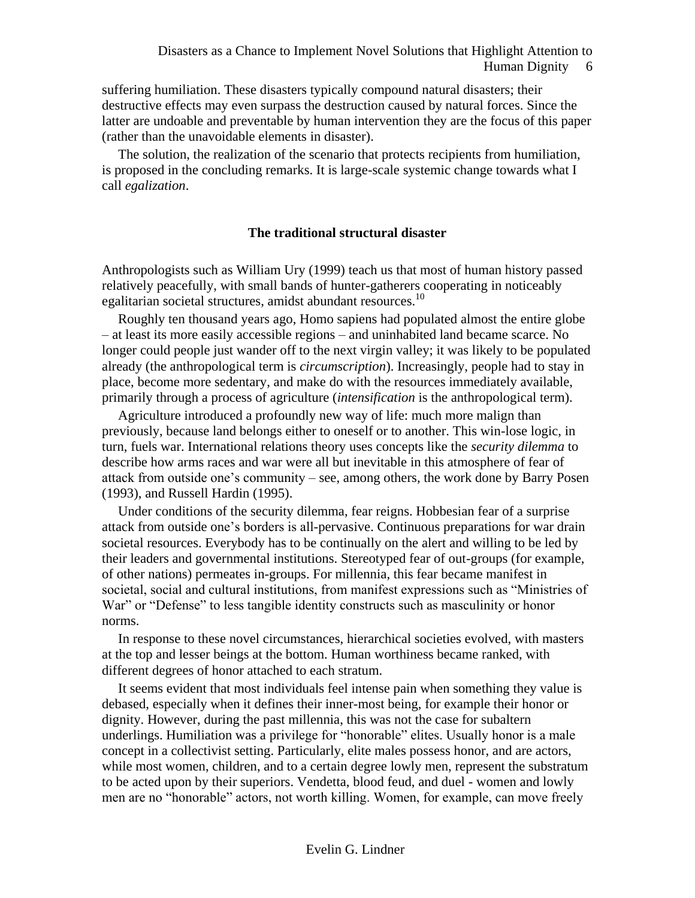suffering humiliation. These disasters typically compound natural disasters; their destructive effects may even surpass the destruction caused by natural forces. Since the latter are undoable and preventable by human intervention they are the focus of this paper (rather than the unavoidable elements in disaster).

The solution, the realization of the scenario that protects recipients from humiliation, is proposed in the concluding remarks. It is large-scale systemic change towards what I call *egalization*.

## The traditional structural disaster

Anthropologists such as William Ury (1999) teach us that most of human history passed relatively peacefully, with small bands of hunter-gatherers cooperating in noticeably egalitarian societal structures, amidst abundant resources.[10]

Roughly ten thousand years ago, Homo sapiens had populated almost the entire globe – at least its more easily accessible regions – and uninhabited land became scarce. No longer could people just wander off to the next virgin valley; it was likely to be populated already (the anthropological term is *circumscription*). Increasingly, people had to stay in place, become more sedentary, and make do with the resources immediately available, primarily through a process of agriculture (*intensification* is the anthropological term).

Agriculture introduced a profoundly new way of life: much more malign than previously, because land belongs either to oneself or to another. This win-lose logic, in turn, fuels war. International relations theory uses concepts like the *security dilemma* to describe how arms races and war were all but inevitable in this atmosphere of fear of attack from outside one's community – see, among others, the work done by Barry Posen (1993), and Russell Hardin (1995).

Under conditions of the security dilemma, fear reigns. Hobbesian fear of a surprise attack from outside one's borders is all-pervasive. Continuous preparations for war drain societal resources. Everybody has to be continually on the alert and willing to be led by their leaders and governmental institutions. Stereotyped fear of out-groups (for example, of other nations) permeates in-groups. For millennia, this fear became manifest in societal, social and cultural institutions, from manifest expressions such as "Ministries of War" or "Defense" to less tangible identity constructs such as masculinity or honor norms.

In response to these novel circumstances, hierarchical societies evolved, with masters at the top and lesser beings at the bottom. Human worthiness became ranked, with different degrees of honor attached to each stratum.

It seems evident that most individuals feel intense pain when something they value is debased, especially when it defines their inner-most being, for example their honor or dignity. However, during the past millennia, this was not the case for subaltern underlings. Humiliation was a privilege for "honorable" elites. Usually honor is a male concept in a collectivist setting. Particularly, elite males possess honor, and are actors, while most women, children, and to a certain degree lowly men, represent the substratum to be acted upon by their superiors. Vendetta, blood feud, and duel - women and lowly men are no "honorable" actors, not worth killing. Women, for example, can move freely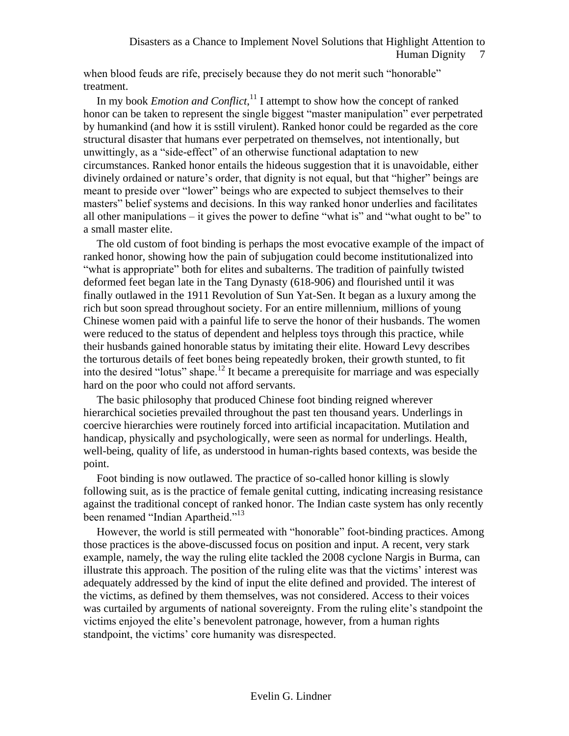when blood feuds are rife, precisely because they do not merit such “honorable” treatment.

In my book *Emotion and Conflict*,[11] I attempt to show how the concept of ranked honor can be taken to represent the single biggest “master manipulation” ever perpetrated by humankind (and how it is sstill virulent). Ranked honor could be regarded as the core structural disaster that humans ever perpetrated on themselves, not intentionally, but unwittingly, as a “side-effect” of an otherwise functional adaptation to new circumstances. Ranked honor entails the hideous suggestion that it is unavoidable, either divinely ordained or nature’s order, that dignity is not equal, but that “higher” beings are meant to preside over “lower” beings who are expected to subject themselves to their masters” belief systems and decisions. In this way ranked honor underlies and facilitates all other manipulations – it gives the power to define “what is” and “what ought to be” to a small master elite.

The old custom of foot binding is perhaps the most evocative example of the impact of ranked honor, showing how the pain of subjugation could become institutionalized into “what is appropriate” both for elites and subalterns. The tradition of painfully twisted deformed feet began late in the Tang Dynasty (618-906) and flourished until it was finally outlawed in the 1911 Revolution of Sun Yat-Sen. It began as a luxury among the rich but soon spread throughout society. For an entire millennium, millions of young Chinese women paid with a painful life to serve the honor of their husbands. The women were reduced to the status of dependent and helpless toys through this practice, while their husbands gained honorable status by imitating their elite. Howard Levy describes the torturous details of feet bones being repeatedly broken, their growth stunted, to fit into the desired “lotus” shape.[12] It became a prerequisite for marriage and was especially hard on the poor who could not afford servants.

The basic philosophy that produced Chinese foot binding reigned wherever hierarchical societies prevailed throughout the past ten thousand years. Underlings in coercive hierarchies were routinely forced into artificial incapacitation. Mutilation and handicap, physically and psychologically, were seen as normal for underlings. Health, well-being, quality of life, as understood in human-rights based contexts, was beside the point.

Foot binding is now outlawed. The practice of so-called honor killing is slowly following suit, as is the practice of female genital cutting, indicating increasing resistance against the traditional concept of ranked honor. The Indian caste system has only recently been renamed “Indian Apartheid.”[13]

However, the world is still permeated with “honorable” foot-binding practices. Among those practices is the above-discussed focus on position and input. A recent, very stark example, namely, the way the ruling elite tackled the 2008 cyclone Nargis in Burma, can illustrate this approach. The position of the ruling elite was that the victims’ interest was adequately addressed by the kind of input the elite defined and provided. The interest of the victims, as defined by them themselves, was not considered. Access to their voices was curtailed by arguments of national sovereignty. From the ruling elite’s standpoint the victims enjoyed the elite’s benevolent patronage, however, from a human rights standpoint, the victims’ core humanity was disrespected.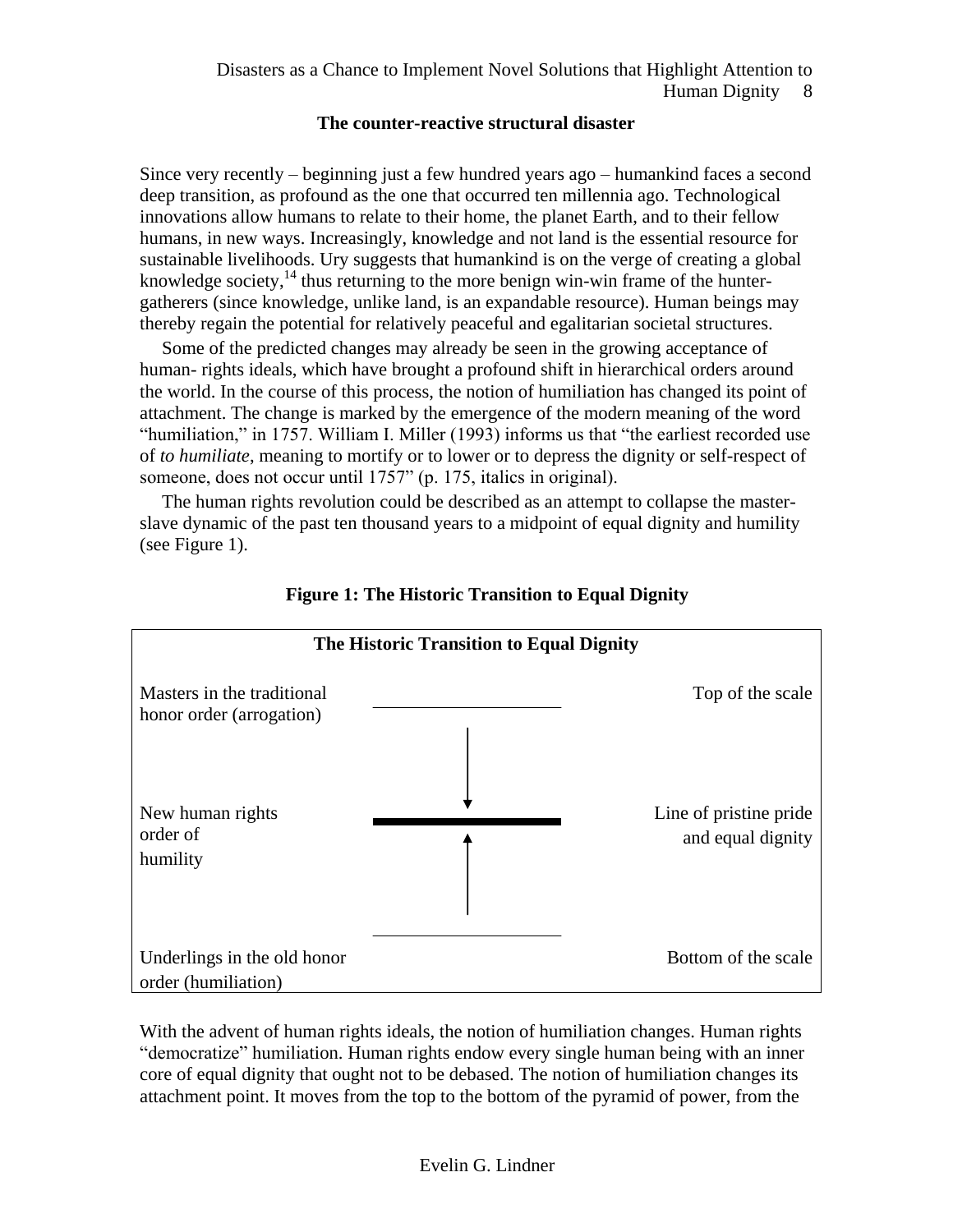### The counter-reactive structural disaster

Since very recently – beginning just a few hundred years ago – humankind faces a second deep transition, as profound as the one that occurred ten millennia ago. Technological innovations allow humans to relate to their home, the planet Earth, and to their fellow humans, in new ways. Increasingly, knowledge and not land is the essential resource for sustainable livelihoods. Ury suggests that humankind is on the verge of creating a global knowledge society,[14] thus returning to the more benign win-win frame of the hunter-gatherers (since knowledge, unlike land, is an expandable resource). Human beings may thereby regain the potential for relatively peaceful and egalitarian societal structures.

Some of the predicted changes may already be seen in the growing acceptance of human- rights ideals, which have brought a profound shift in hierarchical orders around the world. In the course of this process, the notion of humiliation has changed its point of attachment. The change is marked by the emergence of the modern meaning of the word "humiliation," in 1757. William I. Miller (1993) informs us that "the earliest recorded use of *to humiliate*, meaning to mortify or to lower or to depress the dignity or self-respect of someone, does not occur until 1757" (p. 175, italics in original).

The human rights revolution could be described as an attempt to collapse the master-slave dynamic of the past ten thousand years to a midpoint of equal dignity and humility (see Figure 1).

**Figure 1: The Historic Transition to Equal Dignity**

| The Historic Transition to Equal Dignity | | |
|---|---|---|
| Masters in the traditional honor order (arrogation) | ——— ↓ | Top of the scale |
| New human rights order of humility | ━━━ | Line of pristine pride and equal dignity |
| Underlings in the old honor order (humiliation) | ↑ ——— | Bottom of the scale |

With the advent of human rights ideals, the notion of humiliation changes. Human rights "democratize" humiliation. Human rights endow every single human being with an inner core of equal dignity that ought not to be debased. The notion of humiliation changes its attachment point. It moves from the top to the bottom of the pyramid of power, from the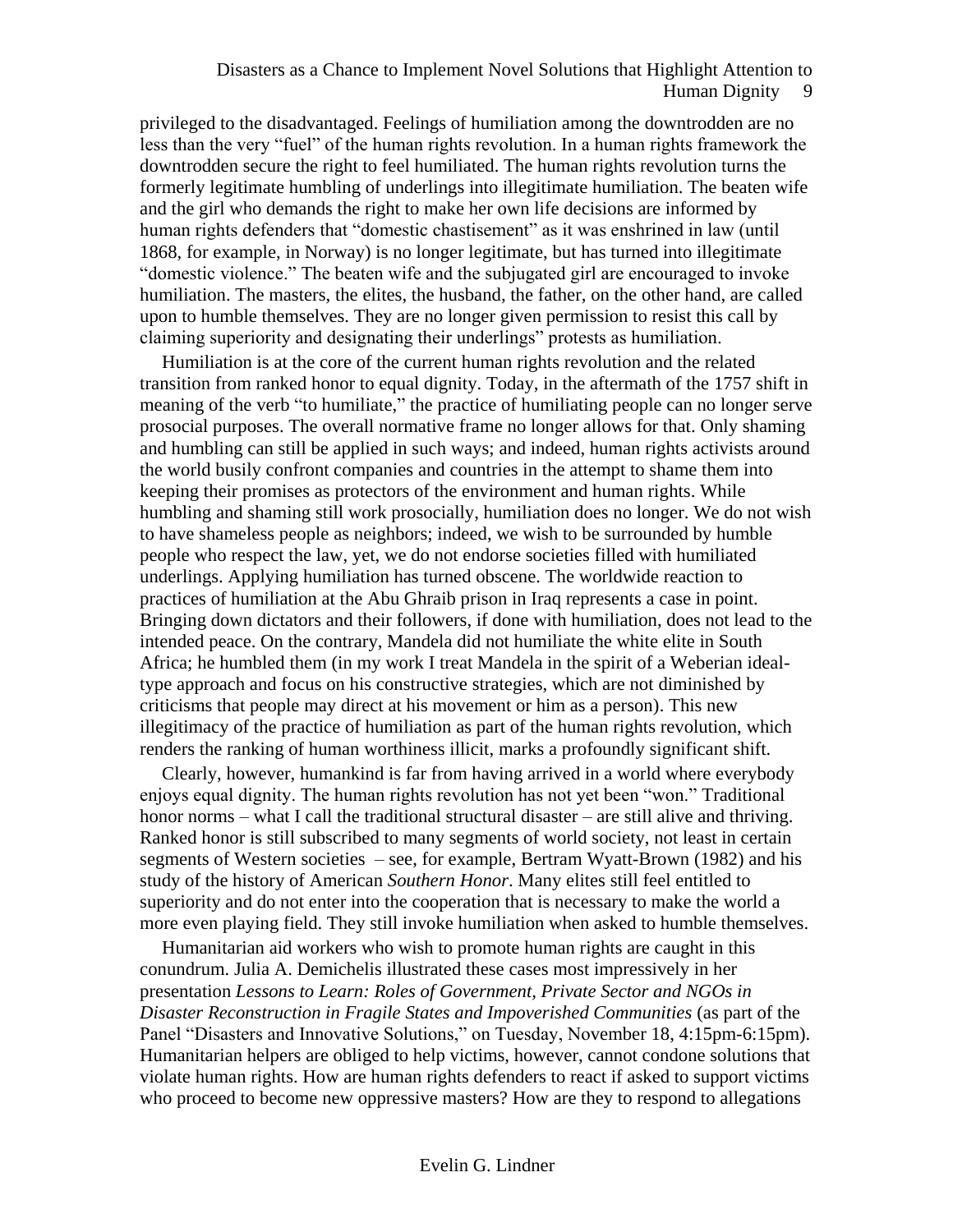privileged to the disadvantaged. Feelings of humiliation among the downtrodden are no less than the very "fuel" of the human rights revolution. In a human rights framework the downtrodden secure the right to feel humiliated. The human rights revolution turns the formerly legitimate humbling of underlings into illegitimate humiliation. The beaten wife and the girl who demands the right to make her own life decisions are informed by human rights defenders that "domestic chastisement" as it was enshrined in law (until 1868, for example, in Norway) is no longer legitimate, but has turned into illegitimate "domestic violence." The beaten wife and the subjugated girl are encouraged to invoke humiliation. The masters, the elites, the husband, the father, on the other hand, are called upon to humble themselves. They are no longer given permission to resist this call by claiming superiority and designating their underlings" protests as humiliation.

Humiliation is at the core of the current human rights revolution and the related transition from ranked honor to equal dignity. Today, in the aftermath of the 1757 shift in meaning of the verb "to humiliate," the practice of humiliating people can no longer serve prosocial purposes. The overall normative frame no longer allows for that. Only shaming and humbling can still be applied in such ways; and indeed, human rights activists around the world busily confront companies and countries in the attempt to shame them into keeping their promises as protectors of the environment and human rights. While humbling and shaming still work prosocially, humiliation does no longer. We do not wish to have shameless people as neighbors; indeed, we wish to be surrounded by humble people who respect the law, yet, we do not endorse societies filled with humiliated underlings. Applying humiliation has turned obscene. The worldwide reaction to practices of humiliation at the Abu Ghraib prison in Iraq represents a case in point. Bringing down dictators and their followers, if done with humiliation, does not lead to the intended peace. On the contrary, Mandela did not humiliate the white elite in South Africa; he humbled them (in my work I treat Mandela in the spirit of a Weberian ideal-type approach and focus on his constructive strategies, which are not diminished by criticisms that people may direct at his movement or him as a person). This new illegitimacy of the practice of humiliation as part of the human rights revolution, which renders the ranking of human worthiness illicit, marks a profoundly significant shift.

Clearly, however, humankind is far from having arrived in a world where everybody enjoys equal dignity. The human rights revolution has not yet been "won." Traditional honor norms – what I call the traditional structural disaster – are still alive and thriving. Ranked honor is still subscribed to many segments of world society, not least in certain segments of Western societies – see, for example, Bertram Wyatt-Brown (1982) and his study of the history of American *Southern Honor*. Many elites still feel entitled to superiority and do not enter into the cooperation that is necessary to make the world a more even playing field. They still invoke humiliation when asked to humble themselves.

Humanitarian aid workers who wish to promote human rights are caught in this conundrum. Julia A. Demichelis illustrated these cases most impressively in her presentation *Lessons to Learn: Roles of Government, Private Sector and NGOs in Disaster Reconstruction in Fragile States and Impoverished Communities* (as part of the Panel "Disasters and Innovative Solutions," on Tuesday, November 18, 4:15pm-6:15pm). Humanitarian helpers are obliged to help victims, however, cannot condone solutions that violate human rights. How are human rights defenders to react if asked to support victims who proceed to become new oppressive masters? How are they to respond to allegations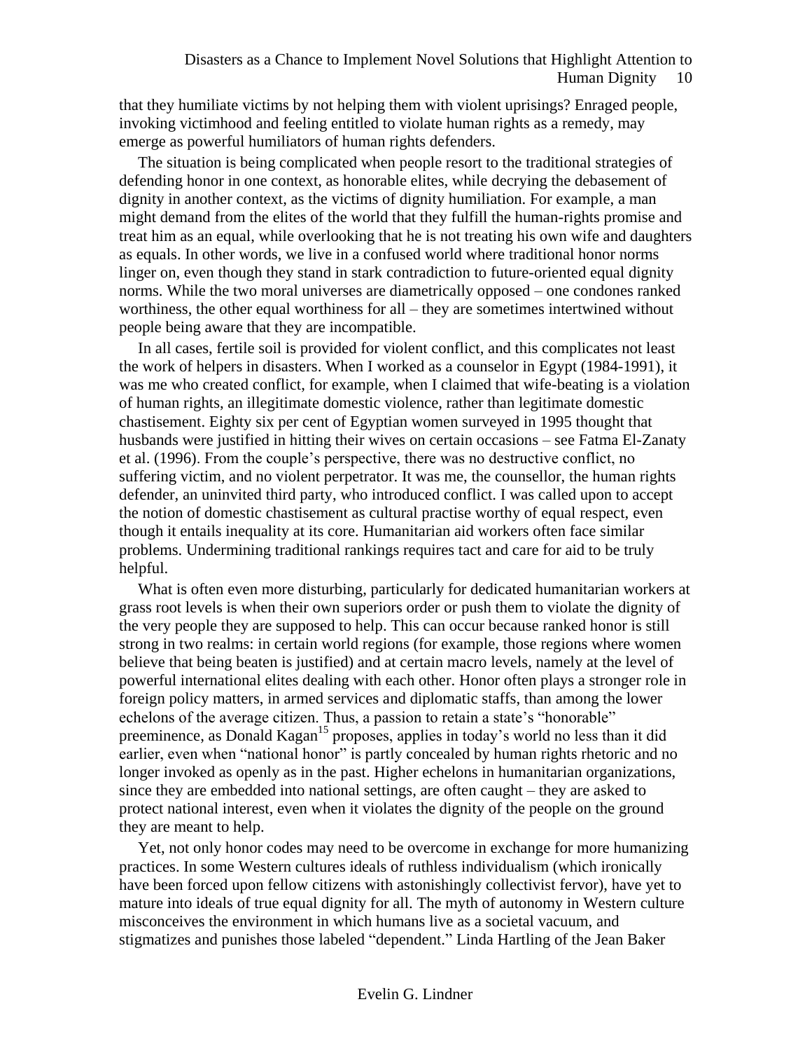that they humiliate victims by not helping them with violent uprisings? Enraged people, invoking victimhood and feeling entitled to violate human rights as a remedy, may emerge as powerful humiliators of human rights defenders.

The situation is being complicated when people resort to the traditional strategies of defending honor in one context, as honorable elites, while decrying the debasement of dignity in another context, as the victims of dignity humiliation. For example, a man might demand from the elites of the world that they fulfill the human-rights promise and treat him as an equal, while overlooking that he is not treating his own wife and daughters as equals. In other words, we live in a confused world where traditional honor norms linger on, even though they stand in stark contradiction to future-oriented equal dignity norms. While the two moral universes are diametrically opposed – one condones ranked worthiness, the other equal worthiness for all – they are sometimes intertwined without people being aware that they are incompatible.

In all cases, fertile soil is provided for violent conflict, and this complicates not least the work of helpers in disasters. When I worked as a counselor in Egypt (1984-1991), it was me who created conflict, for example, when I claimed that wife-beating is a violation of human rights, an illegitimate domestic violence, rather than legitimate domestic chastisement. Eighty six per cent of Egyptian women surveyed in 1995 thought that husbands were justified in hitting their wives on certain occasions – see Fatma El-Zanaty et al. (1996). From the couple's perspective, there was no destructive conflict, no suffering victim, and no violent perpetrator. It was me, the counsellor, the human rights defender, an uninvited third party, who introduced conflict. I was called upon to accept the notion of domestic chastisement as cultural practise worthy of equal respect, even though it entails inequality at its core. Humanitarian aid workers often face similar problems. Undermining traditional rankings requires tact and care for aid to be truly helpful.

What is often even more disturbing, particularly for dedicated humanitarian workers at grass root levels is when their own superiors order or push them to violate the dignity of the very people they are supposed to help. This can occur because ranked honor is still strong in two realms: in certain world regions (for example, those regions where women believe that being beaten is justified) and at certain macro levels, namely at the level of powerful international elites dealing with each other. Honor often plays a stronger role in foreign policy matters, in armed services and diplomatic staffs, than among the lower echelons of the average citizen. Thus, a passion to retain a state's "honorable" preeminence, as Donald Kagan[15] proposes, applies in today's world no less than it did earlier, even when "national honor" is partly concealed by human rights rhetoric and no longer invoked as openly as in the past. Higher echelons in humanitarian organizations, since they are embedded into national settings, are often caught – they are asked to protect national interest, even when it violates the dignity of the people on the ground they are meant to help.

Yet, not only honor codes may need to be overcome in exchange for more humanizing practices. In some Western cultures ideals of ruthless individualism (which ironically have been forced upon fellow citizens with astonishingly collectivist fervor), have yet to mature into ideals of true equal dignity for all. The myth of autonomy in Western culture misconceives the environment in which humans live as a societal vacuum, and stigmatizes and punishes those labeled "dependent." Linda Hartling of the Jean Baker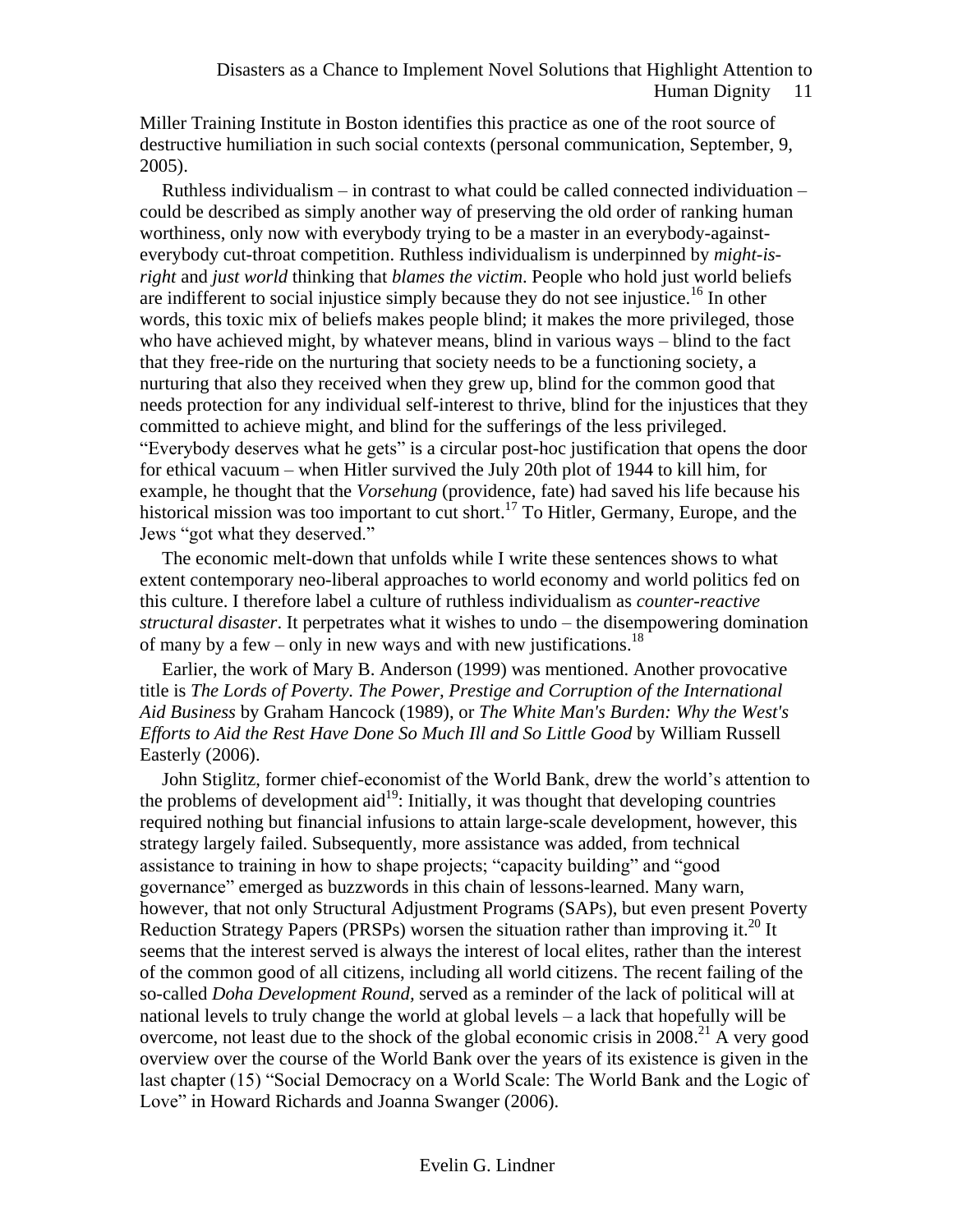Miller Training Institute in Boston identifies this practice as one of the root source of destructive humiliation in such social contexts (personal communication, September, 9, 2005).

Ruthless individualism – in contrast to what could be called connected individuation – could be described as simply another way of preserving the old order of ranking human worthiness, only now with everybody trying to be a master in an everybody-against-everybody cut-throat competition. Ruthless individualism is underpinned by *might-is-right* and *just world* thinking that *blames the victim*. People who hold just world beliefs are indifferent to social injustice simply because they do not see injustice.[16] In other words, this toxic mix of beliefs makes people blind; it makes the more privileged, those who have achieved might, by whatever means, blind in various ways – blind to the fact that they free-ride on the nurturing that society needs to be a functioning society, a nurturing that also they received when they grew up, blind for the common good that needs protection for any individual self-interest to thrive, blind for the injustices that they committed to achieve might, and blind for the sufferings of the less privileged. "Everybody deserves what he gets" is a circular post-hoc justification that opens the door for ethical vacuum – when Hitler survived the July 20th plot of 1944 to kill him, for example, he thought that the *Vorsehung* (providence, fate) had saved his life because his historical mission was too important to cut short.[17] To Hitler, Germany, Europe, and the Jews "got what they deserved."

The economic melt-down that unfolds while I write these sentences shows to what extent contemporary neo-liberal approaches to world economy and world politics fed on this culture. I therefore label a culture of ruthless individualism as *counter-reactive structural disaster*. It perpetrates what it wishes to undo – the disempowering domination of many by a few – only in new ways and with new justifications.[18]

Earlier, the work of Mary B. Anderson (1999) was mentioned. Another provocative title is *The Lords of Poverty. The Power, Prestige and Corruption of the International Aid Business* by Graham Hancock (1989), or *The White Man's Burden: Why the West's Efforts to Aid the Rest Have Done So Much Ill and So Little Good* by William Russell Easterly (2006).

John Stiglitz, former chief-economist of the World Bank, drew the world's attention to the problems of development aid[19]: Initially, it was thought that developing countries required nothing but financial infusions to attain large-scale development, however, this strategy largely failed. Subsequently, more assistance was added, from technical assistance to training in how to shape projects; "capacity building" and "good governance" emerged as buzzwords in this chain of lessons-learned. Many warn, however, that not only Structural Adjustment Programs (SAPs), but even present Poverty Reduction Strategy Papers (PRSPs) worsen the situation rather than improving it.[20] It seems that the interest served is always the interest of local elites, rather than the interest of the common good of all citizens, including all world citizens. The recent failing of the so-called *Doha Development Round*, served as a reminder of the lack of political will at national levels to truly change the world at global levels – a lack that hopefully will be overcome, not least due to the shock of the global economic crisis in 2008.[21] A very good overview over the course of the World Bank over the years of its existence is given in the last chapter (15) "Social Democracy on a World Scale: The World Bank and the Logic of Love" in Howard Richards and Joanna Swanger (2006).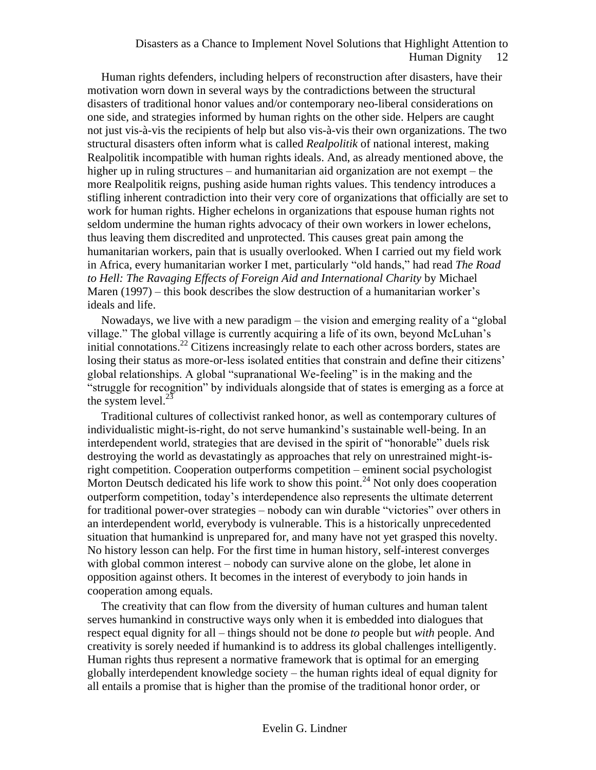Human rights defenders, including helpers of reconstruction after disasters, have their motivation worn down in several ways by the contradictions between the structural disasters of traditional honor values and/or contemporary neo-liberal considerations on one side, and strategies informed by human rights on the other side. Helpers are caught not just vis-à-vis the recipients of help but also vis-à-vis their own organizations. The two structural disasters often inform what is called *Realpolitik* of national interest, making Realpolitik incompatible with human rights ideals. And, as already mentioned above, the higher up in ruling structures – and humanitarian aid organization are not exempt – the more Realpolitik reigns, pushing aside human rights values. This tendency introduces a stifling inherent contradiction into their very core of organizations that officially are set to work for human rights. Higher echelons in organizations that espouse human rights not seldom undermine the human rights advocacy of their own workers in lower echelons, thus leaving them discredited and unprotected. This causes great pain among the humanitarian workers, pain that is usually overlooked. When I carried out my field work in Africa, every humanitarian worker I met, particularly "old hands," had read *The Road to Hell: The Ravaging Effects of Foreign Aid and International Charity* by Michael Maren (1997) – this book describes the slow destruction of a humanitarian worker's ideals and life.

Nowadays, we live with a new paradigm – the vision and emerging reality of a "global village." The global village is currently acquiring a life of its own, beyond McLuhan's initial connotations.[22] Citizens increasingly relate to each other across borders, states are losing their status as more-or-less isolated entities that constrain and define their citizens' global relationships. A global "supranational We-feeling" is in the making and the "struggle for recognition" by individuals alongside that of states is emerging as a force at the system level.[23]

Traditional cultures of collectivist ranked honor, as well as contemporary cultures of individualistic might-is-right, do not serve humankind's sustainable well-being. In an interdependent world, strategies that are devised in the spirit of "honorable" duels risk destroying the world as devastatingly as approaches that rely on unrestrained might-is-right competition. Cooperation outperforms competition – eminent social psychologist Morton Deutsch dedicated his life work to show this point.[24] Not only does cooperation outperform competition, today's interdependence also represents the ultimate deterrent for traditional power-over strategies – nobody can win durable "victories" over others in an interdependent world, everybody is vulnerable. This is a historically unprecedented situation that humankind is unprepared for, and many have not yet grasped this novelty. No history lesson can help. For the first time in human history, self-interest converges with global common interest – nobody can survive alone on the globe, let alone in opposition against others. It becomes in the interest of everybody to join hands in cooperation among equals.

The creativity that can flow from the diversity of human cultures and human talent serves humankind in constructive ways only when it is embedded into dialogues that respect equal dignity for all – things should not be done *to* people but *with* people. And creativity is sorely needed if humankind is to address its global challenges intelligently. Human rights thus represent a normative framework that is optimal for an emerging globally interdependent knowledge society – the human rights ideal of equal dignity for all entails a promise that is higher than the promise of the traditional honor order, or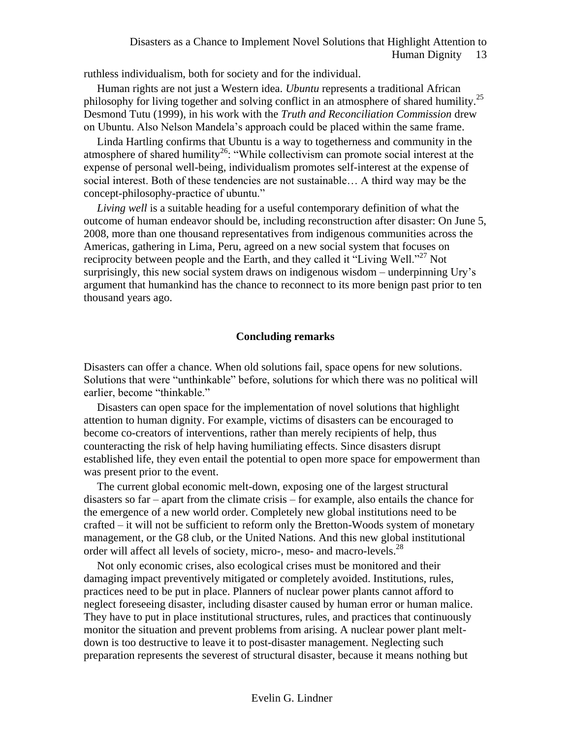ruthless individualism, both for society and for the individual.

Human rights are not just a Western idea. *Ubuntu* represents a traditional African philosophy for living together and solving conflict in an atmosphere of shared humility.[25] Desmond Tutu (1999), in his work with the *Truth and Reconciliation Commission* drew on Ubuntu. Also Nelson Mandela's approach could be placed within the same frame.

Linda Hartling confirms that Ubuntu is a way to togetherness and community in the atmosphere of shared humility[26]: "While collectivism can promote social interest at the expense of personal well-being, individualism promotes self-interest at the expense of social interest. Both of these tendencies are not sustainable… A third way may be the concept-philosophy-practice of ubuntu."

*Living well* is a suitable heading for a useful contemporary definition of what the outcome of human endeavor should be, including reconstruction after disaster: On June 5, 2008, more than one thousand representatives from indigenous communities across the Americas, gathering in Lima, Peru, agreed on a new social system that focuses on reciprocity between people and the Earth, and they called it "Living Well."[27] Not surprisingly, this new social system draws on indigenous wisdom – underpinning Ury's argument that humankind has the chance to reconnect to its more benign past prior to ten thousand years ago.

## Concluding remarks

Disasters can offer a chance. When old solutions fail, space opens for new solutions. Solutions that were "unthinkable" before, solutions for which there was no political will earlier, become "thinkable."

Disasters can open space for the implementation of novel solutions that highlight attention to human dignity. For example, victims of disasters can be encouraged to become co-creators of interventions, rather than merely recipients of help, thus counteracting the risk of help having humiliating effects. Since disasters disrupt established life, they even entail the potential to open more space for empowerment than was present prior to the event.

The current global economic melt-down, exposing one of the largest structural disasters so far – apart from the climate crisis – for example, also entails the chance for the emergence of a new world order. Completely new global institutions need to be crafted – it will not be sufficient to reform only the Bretton-Woods system of monetary management, or the G8 club, or the United Nations. And this new global institutional order will affect all levels of society, micro-, meso- and macro-levels.[28]

Not only economic crises, also ecological crises must be monitored and their damaging impact preventively mitigated or completely avoided. Institutions, rules, practices need to be put in place. Planners of nuclear power plants cannot afford to neglect foreseeing disaster, including disaster caused by human error or human malice. They have to put in place institutional structures, rules, and practices that continuously monitor the situation and prevent problems from arising. A nuclear power plant melt-down is too destructive to leave it to post-disaster management. Neglecting such preparation represents the severest of structural disaster, because it means nothing but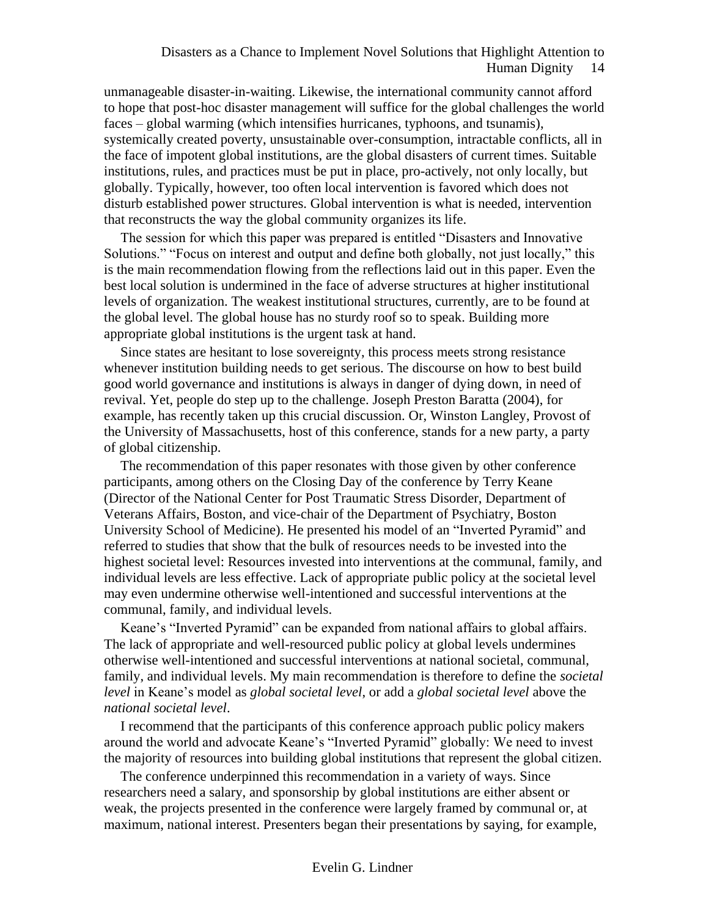unmanageable disaster-in-waiting. Likewise, the international community cannot afford to hope that post-hoc disaster management will suffice for the global challenges the world faces – global warming (which intensifies hurricanes, typhoons, and tsunamis), systemically created poverty, unsustainable over-consumption, intractable conflicts, all in the face of impotent global institutions, are the global disasters of current times. Suitable institutions, rules, and practices must be put in place, pro-actively, not only locally, but globally. Typically, however, too often local intervention is favored which does not disturb established power structures. Global intervention is what is needed, intervention that reconstructs the way the global community organizes its life.

The session for which this paper was prepared is entitled "Disasters and Innovative Solutions." "Focus on interest and output and define both globally, not just locally," this is the main recommendation flowing from the reflections laid out in this paper. Even the best local solution is undermined in the face of adverse structures at higher institutional levels of organization. The weakest institutional structures, currently, are to be found at the global level. The global house has no sturdy roof so to speak. Building more appropriate global institutions is the urgent task at hand.

Since states are hesitant to lose sovereignty, this process meets strong resistance whenever institution building needs to get serious. The discourse on how to best build good world governance and institutions is always in danger of dying down, in need of revival. Yet, people do step up to the challenge. Joseph Preston Baratta (2004), for example, has recently taken up this crucial discussion. Or, Winston Langley, Provost of the University of Massachusetts, host of this conference, stands for a new party, a party of global citizenship.

The recommendation of this paper resonates with those given by other conference participants, among others on the Closing Day of the conference by Terry Keane (Director of the National Center for Post Traumatic Stress Disorder, Department of Veterans Affairs, Boston, and vice-chair of the Department of Psychiatry, Boston University School of Medicine). He presented his model of an "Inverted Pyramid" and referred to studies that show that the bulk of resources needs to be invested into the highest societal level: Resources invested into interventions at the communal, family, and individual levels are less effective. Lack of appropriate public policy at the societal level may even undermine otherwise well-intentioned and successful interventions at the communal, family, and individual levels.

Keane's "Inverted Pyramid" can be expanded from national affairs to global affairs. The lack of appropriate and well-resourced public policy at global levels undermines otherwise well-intentioned and successful interventions at national societal, communal, family, and individual levels. My main recommendation is therefore to define the *societal level* in Keane's model as *global societal level*, or add a *global societal level* above the *national societal level*.

I recommend that the participants of this conference approach public policy makers around the world and advocate Keane's "Inverted Pyramid" globally: We need to invest the majority of resources into building global institutions that represent the global citizen.

The conference underpinned this recommendation in a variety of ways. Since researchers need a salary, and sponsorship by global institutions are either absent or weak, the projects presented in the conference were largely framed by communal or, at maximum, national interest. Presenters began their presentations by saying, for example,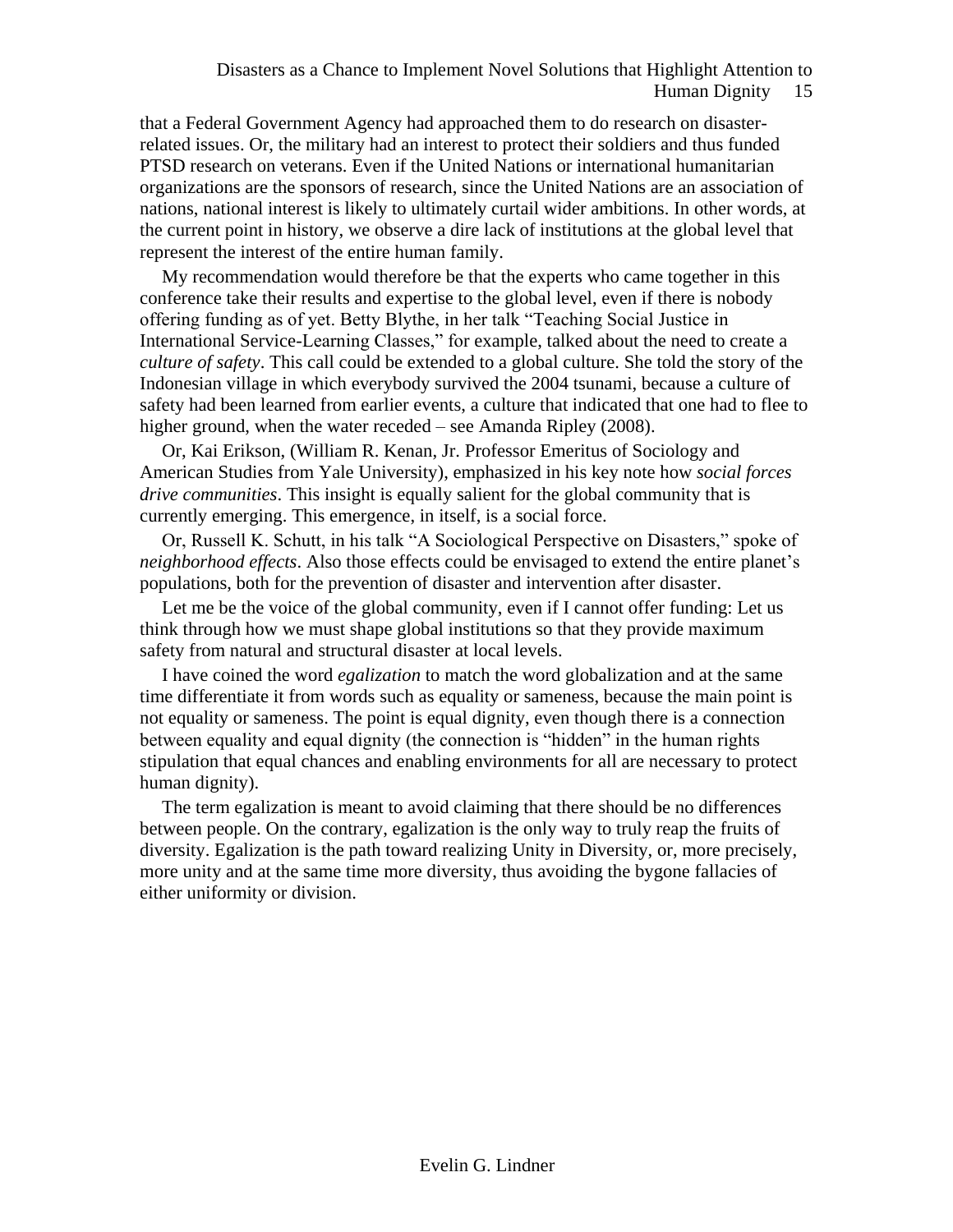that a Federal Government Agency had approached them to do research on disaster-related issues. Or, the military had an interest to protect their soldiers and thus funded PTSD research on veterans. Even if the United Nations or international humanitarian organizations are the sponsors of research, since the United Nations are an association of nations, national interest is likely to ultimately curtail wider ambitions. In other words, at the current point in history, we observe a dire lack of institutions at the global level that represent the interest of the entire human family.

My recommendation would therefore be that the experts who came together in this conference take their results and expertise to the global level, even if there is nobody offering funding as of yet. Betty Blythe, in her talk "Teaching Social Justice in International Service-Learning Classes," for example, talked about the need to create a *culture of safety*. This call could be extended to a global culture. She told the story of the Indonesian village in which everybody survived the 2004 tsunami, because a culture of safety had been learned from earlier events, a culture that indicated that one had to flee to higher ground, when the water receded – see Amanda Ripley (2008).

Or, Kai Erikson, (William R. Kenan, Jr. Professor Emeritus of Sociology and American Studies from Yale University), emphasized in his key note how *social forces drive communities*. This insight is equally salient for the global community that is currently emerging. This emergence, in itself, is a social force.

Or, Russell K. Schutt, in his talk "A Sociological Perspective on Disasters," spoke of *neighborhood effects*. Also those effects could be envisaged to extend the entire planet's populations, both for the prevention of disaster and intervention after disaster.

Let me be the voice of the global community, even if I cannot offer funding: Let us think through how we must shape global institutions so that they provide maximum safety from natural and structural disaster at local levels.

I have coined the word *egalization* to match the word globalization and at the same time differentiate it from words such as equality or sameness, because the main point is not equality or sameness. The point is equal dignity, even though there is a connection between equality and equal dignity (the connection is "hidden" in the human rights stipulation that equal chances and enabling environments for all are necessary to protect human dignity).

The term egalization is meant to avoid claiming that there should be no differences between people. On the contrary, egalization is the only way to truly reap the fruits of diversity. Egalization is the path toward realizing Unity in Diversity, or, more precisely, more unity and at the same time more diversity, thus avoiding the bygone fallacies of either uniformity or division.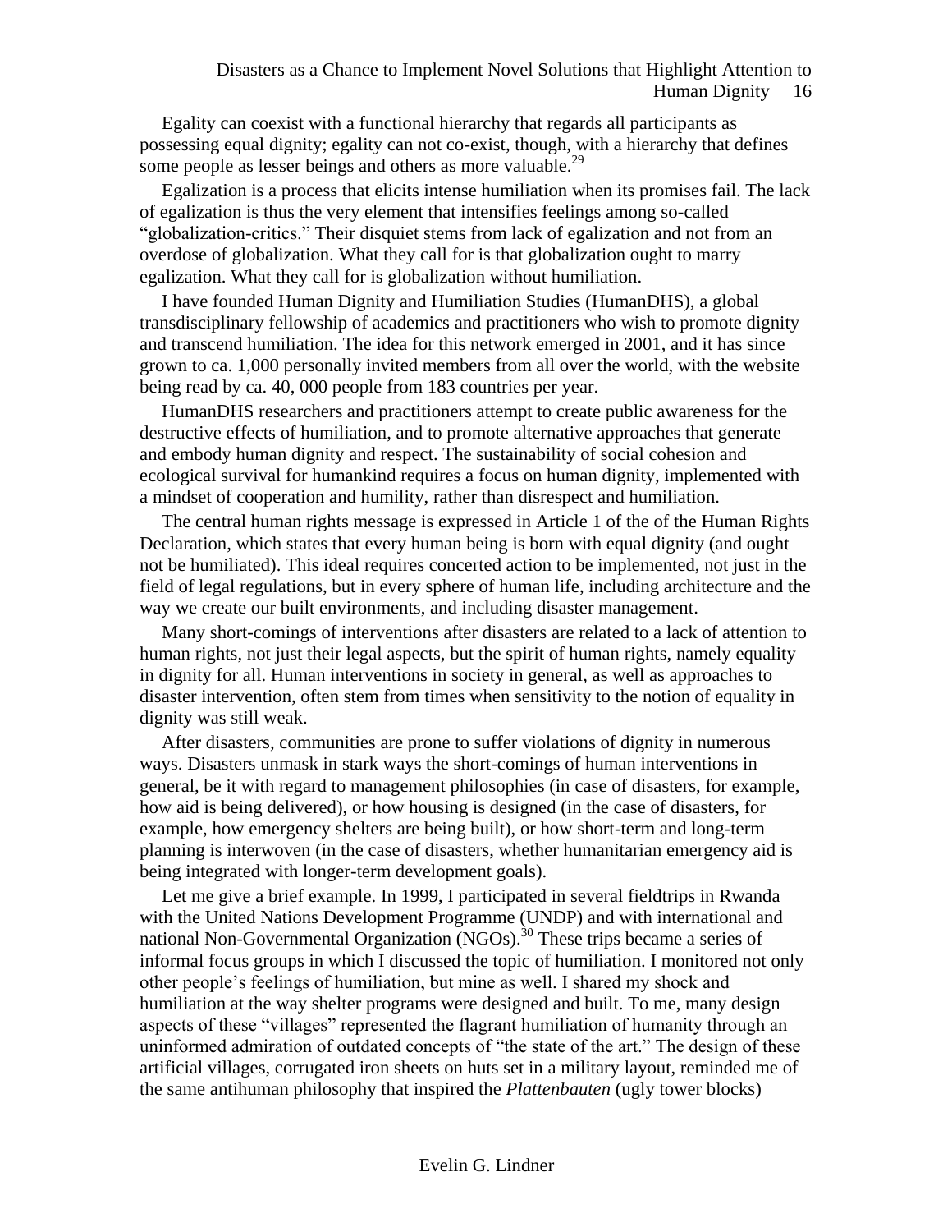Egality can coexist with a functional hierarchy that regards all participants as possessing equal dignity; egality can not co-exist, though, with a hierarchy that defines some people as lesser beings and others as more valuable.[29]

Egalization is a process that elicits intense humiliation when its promises fail. The lack of egalization is thus the very element that intensifies feelings among so-called "globalization-critics." Their disquiet stems from lack of egalization and not from an overdose of globalization. What they call for is that globalization ought to marry egalization. What they call for is globalization without humiliation.

I have founded Human Dignity and Humiliation Studies (HumanDHS), a global transdisciplinary fellowship of academics and practitioners who wish to promote dignity and transcend humiliation. The idea for this network emerged in 2001, and it has since grown to ca. 1,000 personally invited members from all over the world, with the website being read by ca. 40, 000 people from 183 countries per year.

HumanDHS researchers and practitioners attempt to create public awareness for the destructive effects of humiliation, and to promote alternative approaches that generate and embody human dignity and respect. The sustainability of social cohesion and ecological survival for humankind requires a focus on human dignity, implemented with a mindset of cooperation and humility, rather than disrespect and humiliation.

The central human rights message is expressed in Article 1 of the of the Human Rights Declaration, which states that every human being is born with equal dignity (and ought not be humiliated). This ideal requires concerted action to be implemented, not just in the field of legal regulations, but in every sphere of human life, including architecture and the way we create our built environments, and including disaster management.

Many short-comings of interventions after disasters are related to a lack of attention to human rights, not just their legal aspects, but the spirit of human rights, namely equality in dignity for all. Human interventions in society in general, as well as approaches to disaster intervention, often stem from times when sensitivity to the notion of equality in dignity was still weak.

After disasters, communities are prone to suffer violations of dignity in numerous ways. Disasters unmask in stark ways the short-comings of human interventions in general, be it with regard to management philosophies (in case of disasters, for example, how aid is being delivered), or how housing is designed (in the case of disasters, for example, how emergency shelters are being built), or how short-term and long-term planning is interwoven (in the case of disasters, whether humanitarian emergency aid is being integrated with longer-term development goals).

Let me give a brief example. In 1999, I participated in several fieldtrips in Rwanda with the United Nations Development Programme (UNDP) and with international and national Non-Governmental Organization (NGOs).[30] These trips became a series of informal focus groups in which I discussed the topic of humiliation. I monitored not only other people's feelings of humiliation, but mine as well. I shared my shock and humiliation at the way shelter programs were designed and built. To me, many design aspects of these "villages" represented the flagrant humiliation of humanity through an uninformed admiration of outdated concepts of "the state of the art." The design of these artificial villages, corrugated iron sheets on huts set in a military layout, reminded me of the same antihuman philosophy that inspired the *Plattenbauten* (ugly tower blocks)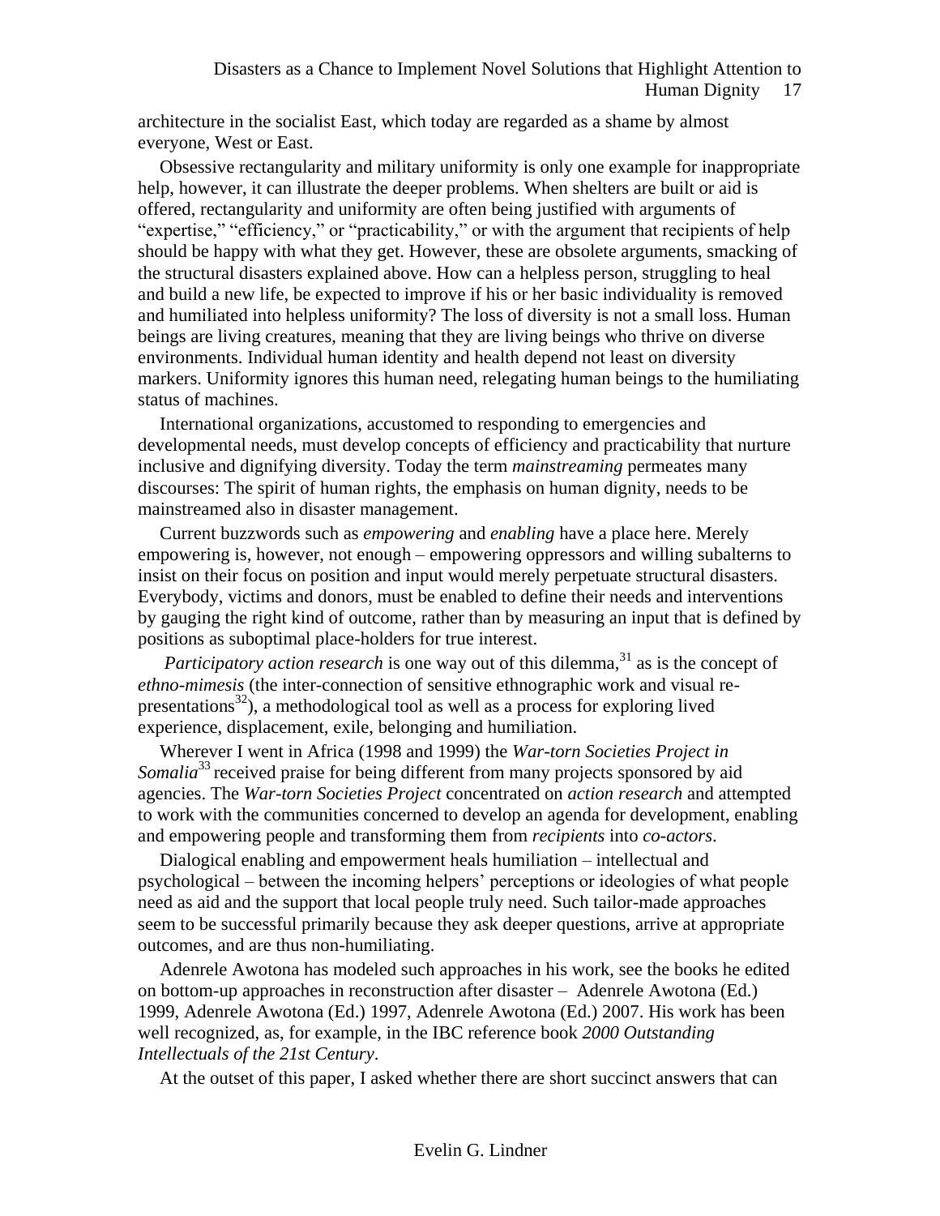architecture in the socialist East, which today are regarded as a shame by almost everyone, West or East.

Obsessive rectangularity and military uniformity is only one example for inappropriate help, however, it can illustrate the deeper problems. When shelters are built or aid is offered, rectangularity and uniformity are often being justified with arguments of "expertise," "efficiency," or "practicability," or with the argument that recipients of help should be happy with what they get. However, these are obsolete arguments, smacking of the structural disasters explained above. How can a helpless person, struggling to heal and build a new life, be expected to improve if his or her basic individuality is removed and humiliated into helpless uniformity? The loss of diversity is not a small loss. Human beings are living creatures, meaning that they are living beings who thrive on diverse environments. Individual human identity and health depend not least on diversity markers. Uniformity ignores this human need, relegating human beings to the humiliating status of machines.

International organizations, accustomed to responding to emergencies and developmental needs, must develop concepts of efficiency and practicability that nurture inclusive and dignifying diversity. Today the term *mainstreaming* permeates many discourses: The spirit of human rights, the emphasis on human dignity, needs to be mainstreamed also in disaster management.

Current buzzwords such as *empowering* and *enabling* have a place here. Merely empowering is, however, not enough – empowering oppressors and willing subalterns to insist on their focus on position and input would merely perpetuate structural disasters. Everybody, victims and donors, must be enabled to define their needs and interventions by gauging the right kind of outcome, rather than by measuring an input that is defined by positions as suboptimal place-holders for true interest.

*Participatory action research* is one way out of this dilemma,[31] as is the concept of *ethno-mimesis* (the inter-connection of sensitive ethnographic work and visual re-presentations[32]), a methodological tool as well as a process for exploring lived experience, displacement, exile, belonging and humiliation.

Wherever I went in Africa (1998 and 1999) the *War-torn Societies Project in Somalia*[33] received praise for being different from many projects sponsored by aid agencies. The *War-torn Societies Project* concentrated on *action research* and attempted to work with the communities concerned to develop an agenda for development, enabling and empowering people and transforming them from *recipients* into *co-actors*.

Dialogical enabling and empowerment heals humiliation – intellectual and psychological – between the incoming helpers' perceptions or ideologies of what people need as aid and the support that local people truly need. Such tailor-made approaches seem to be successful primarily because they ask deeper questions, arrive at appropriate outcomes, and are thus non-humiliating.

Adenrele Awotona has modeled such approaches in his work, see the books he edited on bottom-up approaches in reconstruction after disaster – Adenrele Awotona (Ed.) 1999, Adenrele Awotona (Ed.) 1997, Adenrele Awotona (Ed.) 2007. His work has been well recognized, as, for example, in the IBC reference book *2000 Outstanding Intellectuals of the 21st Century*.

At the outset of this paper, I asked whether there are short succinct answers that can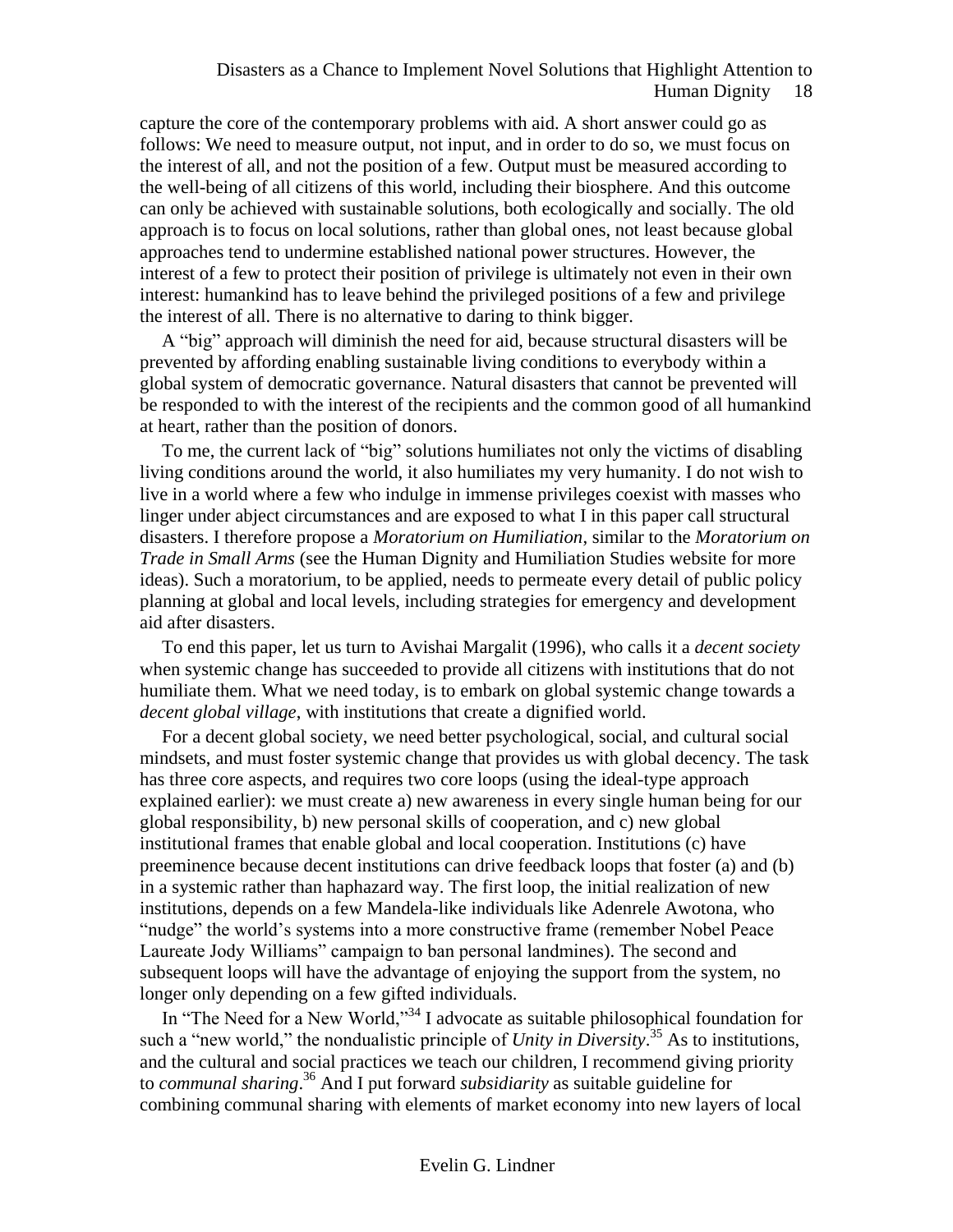capture the core of the contemporary problems with aid. A short answer could go as follows: We need to measure output, not input, and in order to do so, we must focus on the interest of all, and not the position of a few. Output must be measured according to the well-being of all citizens of this world, including their biosphere. And this outcome can only be achieved with sustainable solutions, both ecologically and socially. The old approach is to focus on local solutions, rather than global ones, not least because global approaches tend to undermine established national power structures. However, the interest of a few to protect their position of privilege is ultimately not even in their own interest: humankind has to leave behind the privileged positions of a few and privilege the interest of all. There is no alternative to daring to think bigger.

A "big" approach will diminish the need for aid, because structural disasters will be prevented by affording enabling sustainable living conditions to everybody within a global system of democratic governance. Natural disasters that cannot be prevented will be responded to with the interest of the recipients and the common good of all humankind at heart, rather than the position of donors.

To me, the current lack of "big" solutions humiliates not only the victims of disabling living conditions around the world, it also humiliates my very humanity. I do not wish to live in a world where a few who indulge in immense privileges coexist with masses who linger under abject circumstances and are exposed to what I in this paper call structural disasters. I therefore propose a *Moratorium on Humiliation*, similar to the *Moratorium on Trade in Small Arms* (see the Human Dignity and Humiliation Studies website for more ideas). Such a moratorium, to be applied, needs to permeate every detail of public policy planning at global and local levels, including strategies for emergency and development aid after disasters.

To end this paper, let us turn to Avishai Margalit (1996), who calls it a *decent society* when systemic change has succeeded to provide all citizens with institutions that do not humiliate them. What we need today, is to embark on global systemic change towards a *decent global village*, with institutions that create a dignified world.

For a decent global society, we need better psychological, social, and cultural social mindsets, and must foster systemic change that provides us with global decency. The task has three core aspects, and requires two core loops (using the ideal-type approach explained earlier): we must create a) new awareness in every single human being for our global responsibility, b) new personal skills of cooperation, and c) new global institutional frames that enable global and local cooperation. Institutions (c) have preeminence because decent institutions can drive feedback loops that foster (a) and (b) in a systemic rather than haphazard way. The first loop, the initial realization of new institutions, depends on a few Mandela-like individuals like Adenrele Awotona, who "nudge" the world's systems into a more constructive frame (remember Nobel Peace Laureate Jody Williams" campaign to ban personal landmines). The second and subsequent loops will have the advantage of enjoying the support from the system, no longer only depending on a few gifted individuals.

In "The Need for a New World,"[34] I advocate as suitable philosophical foundation for such a "new world," the nondualistic principle of *Unity in Diversity*.[35] As to institutions, and the cultural and social practices we teach our children, I recommend giving priority to *communal sharing*.[36] And I put forward *subsidiarity* as suitable guideline for combining communal sharing with elements of market economy into new layers of local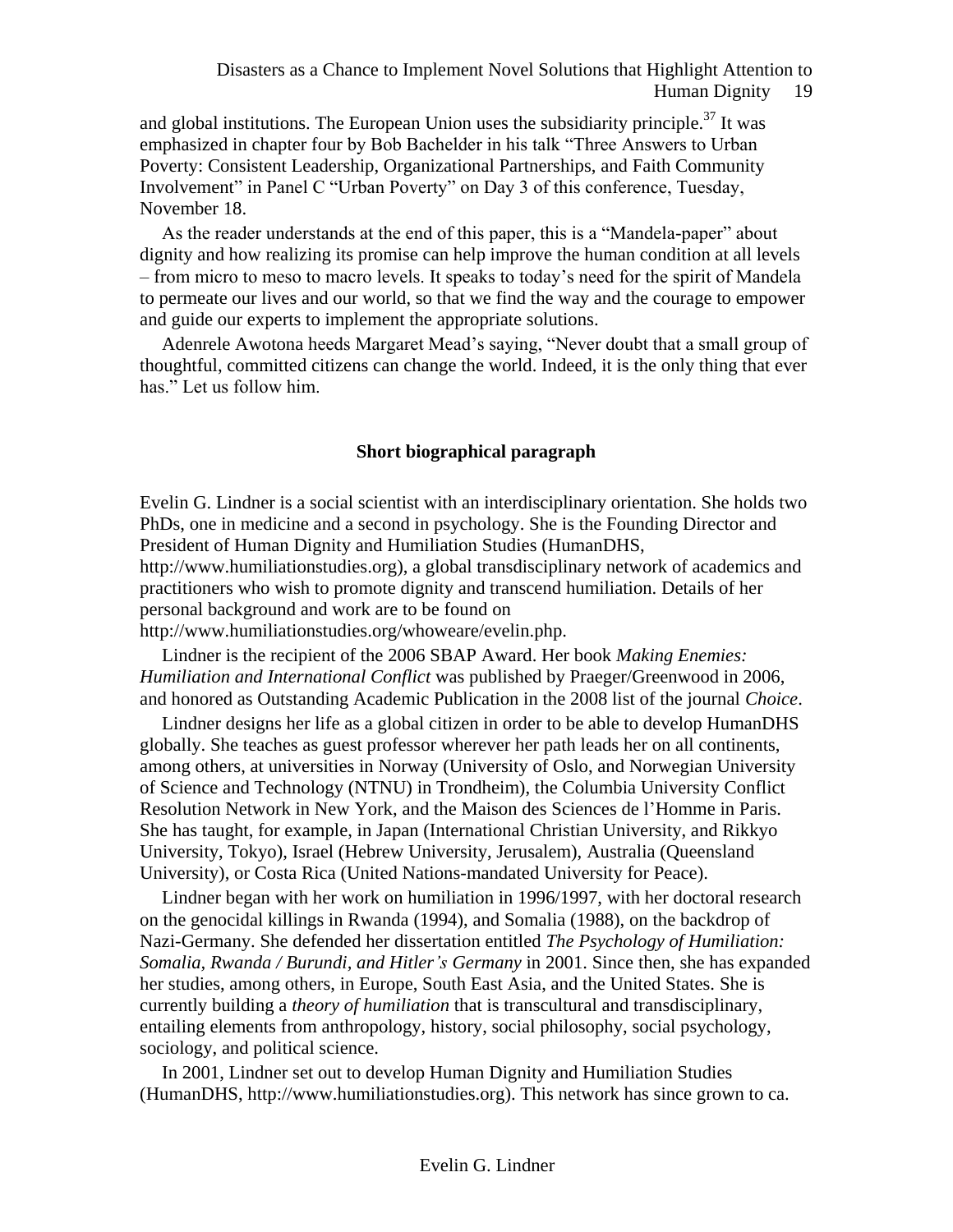and global institutions. The European Union uses the subsidiarity principle.[37] It was emphasized in chapter four by Bob Bachelder in his talk "Three Answers to Urban Poverty: Consistent Leadership, Organizational Partnerships, and Faith Community Involvement" in Panel C "Urban Poverty" on Day 3 of this conference, Tuesday, November 18.

As the reader understands at the end of this paper, this is a "Mandela-paper" about dignity and how realizing its promise can help improve the human condition at all levels – from micro to meso to macro levels. It speaks to today's need for the spirit of Mandela to permeate our lives and our world, so that we find the way and the courage to empower and guide our experts to implement the appropriate solutions.

Adenrele Awotona heeds Margaret Mead's saying, "Never doubt that a small group of thoughtful, committed citizens can change the world. Indeed, it is the only thing that ever has." Let us follow him.

## Short biographical paragraph

Evelin G. Lindner is a social scientist with an interdisciplinary orientation. She holds two PhDs, one in medicine and a second in psychology. She is the Founding Director and President of Human Dignity and Humiliation Studies (HumanDHS, http://www.humiliationstudies.org), a global transdisciplinary network of academics and practitioners who wish to promote dignity and transcend humiliation. Details of her personal background and work are to be found on http://www.humiliationstudies.org/whoweare/evelin.php.

Lindner is the recipient of the 2006 SBAP Award. Her book *Making Enemies: Humiliation and International Conflict* was published by Praeger/Greenwood in 2006, and honored as Outstanding Academic Publication in the 2008 list of the journal *Choice*.

Lindner designs her life as a global citizen in order to be able to develop HumanDHS globally. She teaches as guest professor wherever her path leads her on all continents, among others, at universities in Norway (University of Oslo, and Norwegian University of Science and Technology (NTNU) in Trondheim), the Columbia University Conflict Resolution Network in New York, and the Maison des Sciences de l'Homme in Paris. She has taught, for example, in Japan (International Christian University, and Rikkyo University, Tokyo), Israel (Hebrew University, Jerusalem), Australia (Queensland University), or Costa Rica (United Nations-mandated University for Peace).

Lindner began with her work on humiliation in 1996/1997, with her doctoral research on the genocidal killings in Rwanda (1994), and Somalia (1988), on the backdrop of Nazi-Germany. She defended her dissertation entitled *The Psychology of Humiliation: Somalia, Rwanda / Burundi, and Hitler's Germany* in 2001. Since then, she has expanded her studies, among others, in Europe, South East Asia, and the United States. She is currently building a *theory of humiliation* that is transcultural and transdisciplinary, entailing elements from anthropology, history, social philosophy, social psychology, sociology, and political science.

In 2001, Lindner set out to develop Human Dignity and Humiliation Studies (HumanDHS, http://www.humiliationstudies.org). This network has since grown to ca.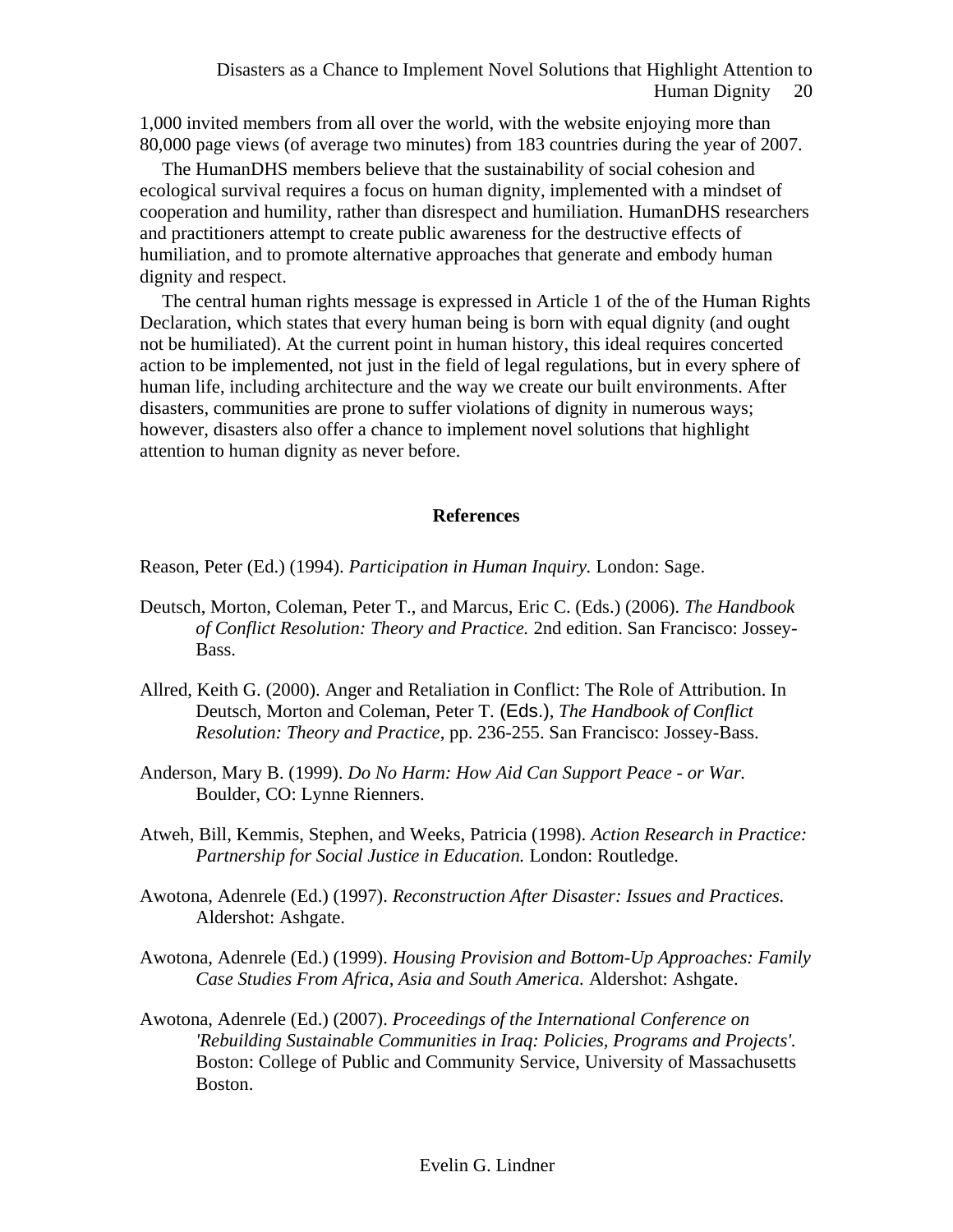1,000 invited members from all over the world, with the website enjoying more than 80,000 page views (of average two minutes) from 183 countries during the year of 2007.

The HumanDHS members believe that the sustainability of social cohesion and ecological survival requires a focus on human dignity, implemented with a mindset of cooperation and humility, rather than disrespect and humiliation. HumanDHS researchers and practitioners attempt to create public awareness for the destructive effects of humiliation, and to promote alternative approaches that generate and embody human dignity and respect.

The central human rights message is expressed in Article 1 of the of the Human Rights Declaration, which states that every human being is born with equal dignity (and ought not be humiliated). At the current point in human history, this ideal requires concerted action to be implemented, not just in the field of legal regulations, but in every sphere of human life, including architecture and the way we create our built environments. After disasters, communities are prone to suffer violations of dignity in numerous ways; however, disasters also offer a chance to implement novel solutions that highlight attention to human dignity as never before.

## References

Reason, Peter (Ed.) (1994). *Participation in Human Inquiry.* London: Sage.

Deutsch, Morton, Coleman, Peter T., and Marcus, Eric C. (Eds.) (2006). *The Handbook of Conflict Resolution: Theory and Practice.* 2nd edition. San Francisco: Jossey-Bass.

Allred, Keith G. (2000). Anger and Retaliation in Conflict: The Role of Attribution. In Deutsch, Morton and Coleman, Peter T. (Eds.), *The Handbook of Conflict Resolution: Theory and Practice*, pp. 236-255. San Francisco: Jossey-Bass.

Anderson, Mary B. (1999). *Do No Harm: How Aid Can Support Peace - or War.* Boulder, CO: Lynne Rienners.

Atweh, Bill, Kemmis, Stephen, and Weeks, Patricia (1998). *Action Research in Practice: Partnership for Social Justice in Education.* London: Routledge.

Awotona, Adenrele (Ed.) (1997). *Reconstruction After Disaster: Issues and Practices.* Aldershot: Ashgate.

Awotona, Adenrele (Ed.) (1999). *Housing Provision and Bottom-Up Approaches: Family Case Studies From Africa, Asia and South America.* Aldershot: Ashgate.

Awotona, Adenrele (Ed.) (2007). *Proceedings of the International Conference on 'Rebuilding Sustainable Communities in Iraq: Policies, Programs and Projects'.* Boston: College of Public and Community Service, University of Massachusetts Boston.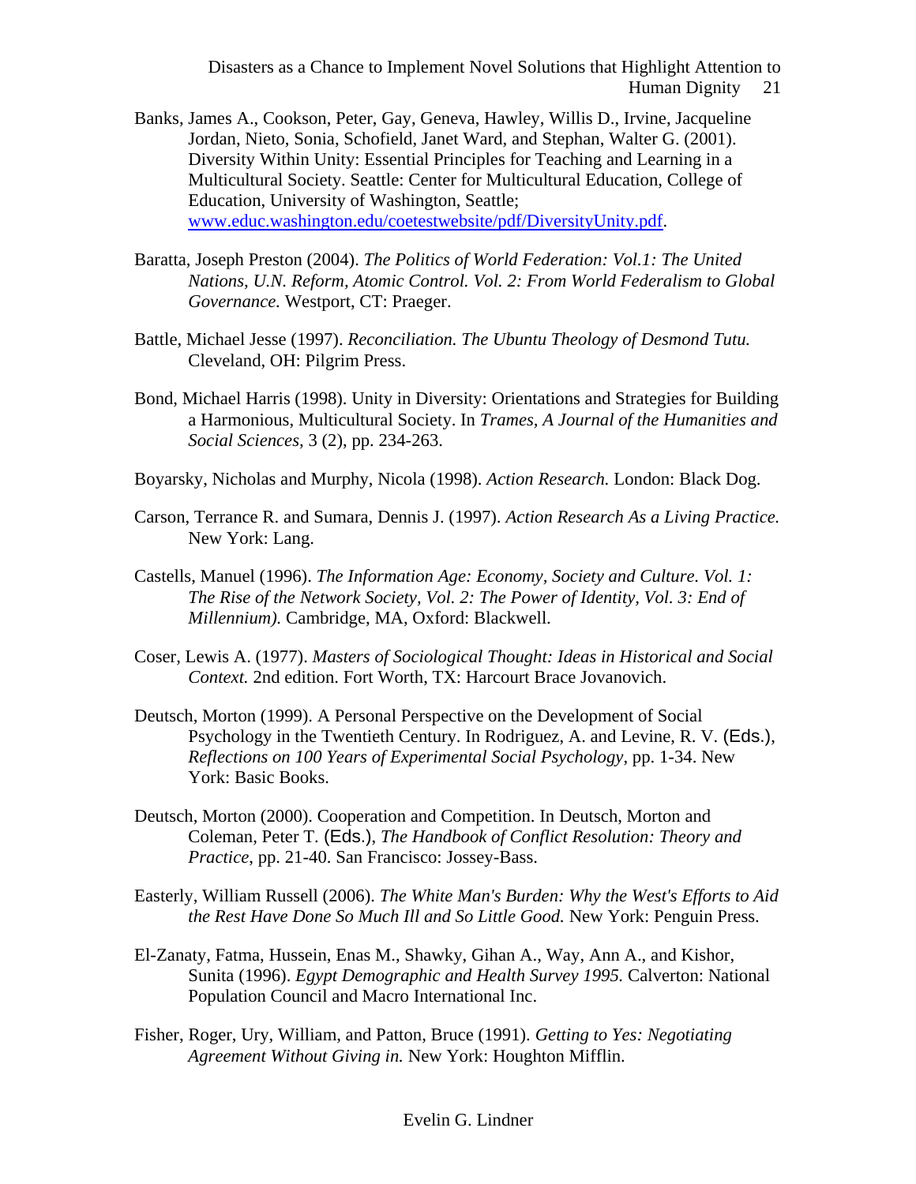Banks, James A., Cookson, Peter, Gay, Geneva, Hawley, Willis D., Irvine, Jacqueline Jordan, Nieto, Sonia, Schofield, Janet Ward, and Stephan, Walter G. (2001). Diversity Within Unity: Essential Principles for Teaching and Learning in a Multicultural Society. Seattle: Center for Multicultural Education, College of Education, University of Washington, Seattle; [www.educ.washington.edu/coetestwebsite/pdf/DiversityUnity.pdf](www.educ.washington.edu/coetestwebsite/pdf/DiversityUnity.pdf).

Baratta, Joseph Preston (2004). *The Politics of World Federation: Vol.1: The United Nations, U.N. Reform, Atomic Control. Vol. 2: From World Federalism to Global Governance.* Westport, CT: Praeger.

Battle, Michael Jesse (1997). *Reconciliation. The Ubuntu Theology of Desmond Tutu.* Cleveland, OH: Pilgrim Press.

Bond, Michael Harris (1998). Unity in Diversity: Orientations and Strategies for Building a Harmonious, Multicultural Society. In *Trames, A Journal of the Humanities and Social Sciences,* 3 (2), pp. 234-263.

Boyarsky, Nicholas and Murphy, Nicola (1998). *Action Research.* London: Black Dog.

Carson, Terrance R. and Sumara, Dennis J. (1997). *Action Research As a Living Practice.* New York: Lang.

Castells, Manuel (1996). *The Information Age: Economy, Society and Culture. Vol. 1: The Rise of the Network Society, Vol. 2: The Power of Identity, Vol. 3: End of Millennium).* Cambridge, MA, Oxford: Blackwell.

Coser, Lewis A. (1977). *Masters of Sociological Thought: Ideas in Historical and Social Context.* 2nd edition. Fort Worth, TX: Harcourt Brace Jovanovich.

Deutsch, Morton (1999). A Personal Perspective on the Development of Social Psychology in the Twentieth Century. In Rodriguez, A. and Levine, R. V. (Eds.), *Reflections on 100 Years of Experimental Social Psychology,* pp. 1-34. New York: Basic Books.

Deutsch, Morton (2000). Cooperation and Competition. In Deutsch, Morton and Coleman, Peter T. (Eds.), *The Handbook of Conflict Resolution: Theory and Practice,* pp. 21-40. San Francisco: Jossey-Bass.

Easterly, William Russell (2006). *The White Man's Burden: Why the West's Efforts to Aid the Rest Have Done So Much Ill and So Little Good.* New York: Penguin Press.

El-Zanaty, Fatma, Hussein, Enas M., Shawky, Gihan A., Way, Ann A., and Kishor, Sunita (1996). *Egypt Demographic and Health Survey 1995.* Calverton: National Population Council and Macro International Inc.

Fisher, Roger, Ury, William, and Patton, Bruce (1991). *Getting to Yes: Negotiating Agreement Without Giving in.* New York: Houghton Mifflin.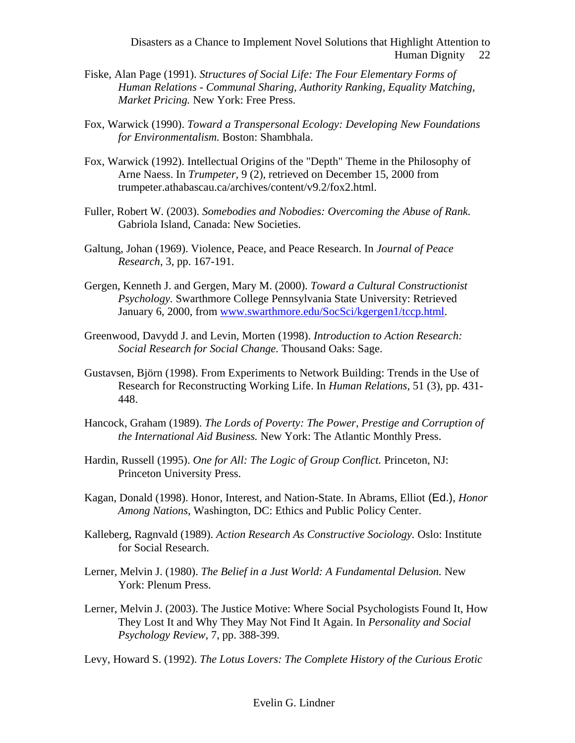Fiske, Alan Page (1991). *Structures of Social Life: The Four Elementary Forms of Human Relations - Communal Sharing, Authority Ranking, Equality Matching, Market Pricing.* New York: Free Press.

Fox, Warwick (1990). *Toward a Transpersonal Ecology: Developing New Foundations for Environmentalism.* Boston: Shambhala.

Fox, Warwick (1992). Intellectual Origins of the "Depth" Theme in the Philosophy of Arne Naess. In *Trumpeter*, 9 (2), retrieved on December 15, 2000 from trumpeter.athabascau.ca/archives/content/v9.2/fox2.html.

Fuller, Robert W. (2003). *Somebodies and Nobodies: Overcoming the Abuse of Rank.* Gabriola Island, Canada: New Societies.

Galtung, Johan (1969). Violence, Peace, and Peace Research. In *Journal of Peace Research*, 3, pp. 167-191.

Gergen, Kenneth J. and Gergen, Mary M. (2000). *Toward a Cultural Constructionist Psychology.* Swarthmore College Pennsylvania State University: Retrieved January 6, 2000, from www.swarthmore.edu/SocSci/kgergen1/tccp.html.

Greenwood, Davydd J. and Levin, Morten (1998). *Introduction to Action Research: Social Research for Social Change.* Thousand Oaks: Sage.

Gustavsen, Björn (1998). From Experiments to Network Building: Trends in the Use of Research for Reconstructing Working Life. In *Human Relations*, 51 (3), pp. 431-448.

Hancock, Graham (1989). *The Lords of Poverty: The Power, Prestige and Corruption of the International Aid Business.* New York: The Atlantic Monthly Press.

Hardin, Russell (1995). *One for All: The Logic of Group Conflict.* Princeton, NJ: Princeton University Press.

Kagan, Donald (1998). Honor, Interest, and Nation-State. In Abrams, Elliot (Ed.), *Honor Among Nations*, Washington, DC: Ethics and Public Policy Center.

Kalleberg, Ragnvald (1989). *Action Research As Constructive Sociology.* Oslo: Institute for Social Research.

Lerner, Melvin J. (1980). *The Belief in a Just World: A Fundamental Delusion.* New York: Plenum Press.

Lerner, Melvin J. (2003). The Justice Motive: Where Social Psychologists Found It, How They Lost It and Why They May Not Find It Again. In *Personality and Social Psychology Review*, 7, pp. 388-399.

Levy, Howard S. (1992). *The Lotus Lovers: The Complete History of the Curious Erotic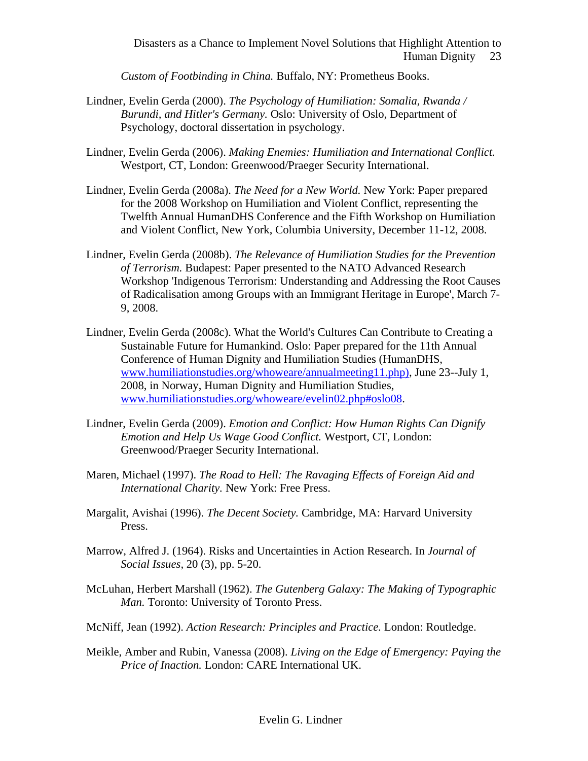*Custom of Footbinding in China.* Buffalo, NY: Prometheus Books.

Lindner, Evelin Gerda (2000). *The Psychology of Humiliation: Somalia, Rwanda / Burundi, and Hitler's Germany.* Oslo: University of Oslo, Department of Psychology, doctoral dissertation in psychology.

Lindner, Evelin Gerda (2006). *Making Enemies: Humiliation and International Conflict.* Westport, CT, London: Greenwood/Praeger Security International.

Lindner, Evelin Gerda (2008a). *The Need for a New World.* New York: Paper prepared for the 2008 Workshop on Humiliation and Violent Conflict, representing the Twelfth Annual HumanDHS Conference and the Fifth Workshop on Humiliation and Violent Conflict, New York, Columbia University, December 11-12, 2008.

Lindner, Evelin Gerda (2008b). *The Relevance of Humiliation Studies for the Prevention of Terrorism.* Budapest: Paper presented to the NATO Advanced Research Workshop 'Indigenous Terrorism: Understanding and Addressing the Root Causes of Radicalisation among Groups with an Immigrant Heritage in Europe', March 7-9, 2008.

Lindner, Evelin Gerda (2008c). What the World's Cultures Can Contribute to Creating a Sustainable Future for Humankind. Oslo: Paper prepared for the 11th Annual Conference of Human Dignity and Humiliation Studies (HumanDHS, www.humiliationstudies.org/whoweare/annualmeeting11.php), June 23--July 1, 2008, in Norway, Human Dignity and Humiliation Studies, www.humiliationstudies.org/whoweare/evelin02.php#oslo08.

Lindner, Evelin Gerda (2009). *Emotion and Conflict: How Human Rights Can Dignify Emotion and Help Us Wage Good Conflict.* Westport, CT, London: Greenwood/Praeger Security International.

Maren, Michael (1997). *The Road to Hell: The Ravaging Effects of Foreign Aid and International Charity.* New York: Free Press.

Margalit, Avishai (1996). *The Decent Society.* Cambridge, MA: Harvard University Press.

Marrow, Alfred J. (1964). Risks and Uncertainties in Action Research. In *Journal of Social Issues,* 20 (3), pp. 5-20.

McLuhan, Herbert Marshall (1962). *The Gutenberg Galaxy: The Making of Typographic Man.* Toronto: University of Toronto Press.

McNiff, Jean (1992). *Action Research: Principles and Practice.* London: Routledge.

Meikle, Amber and Rubin, Vanessa (2008). *Living on the Edge of Emergency: Paying the Price of Inaction.* London: CARE International UK.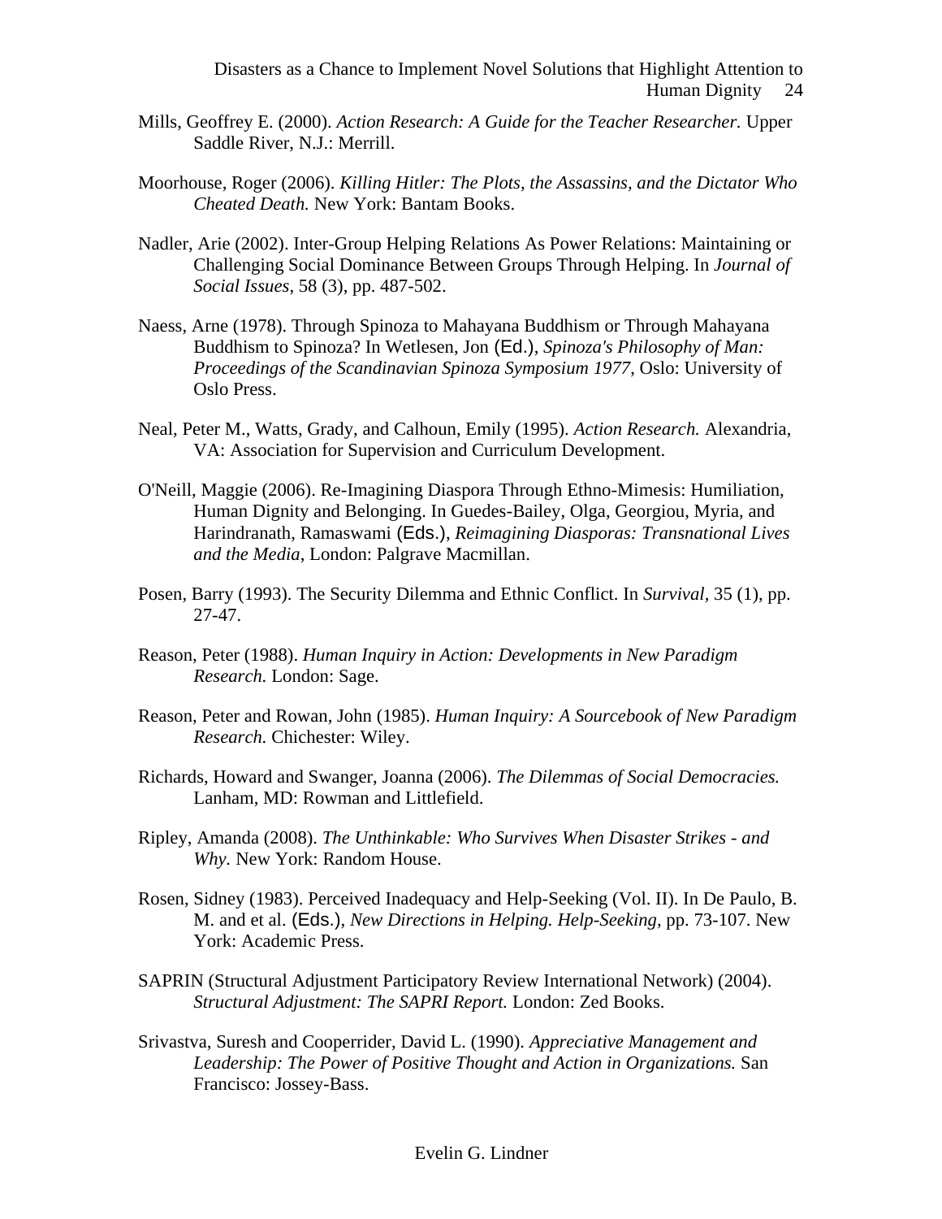Mills, Geoffrey E. (2000). *Action Research: A Guide for the Teacher Researcher.* Upper Saddle River, N.J.: Merrill.

Moorhouse, Roger (2006). *Killing Hitler: The Plots, the Assassins, and the Dictator Who Cheated Death.* New York: Bantam Books.

Nadler, Arie (2002). Inter-Group Helping Relations As Power Relations: Maintaining or Challenging Social Dominance Between Groups Through Helping. In *Journal of Social Issues*, 58 (3), pp. 487-502.

Naess, Arne (1978). Through Spinoza to Mahayana Buddhism or Through Mahayana Buddhism to Spinoza? In Wetlesen, Jon (Ed.), *Spinoza's Philosophy of Man: Proceedings of the Scandinavian Spinoza Symposium 1977*, Oslo: University of Oslo Press.

Neal, Peter M., Watts, Grady, and Calhoun, Emily (1995). *Action Research.* Alexandria, VA: Association for Supervision and Curriculum Development.

O'Neill, Maggie (2006). Re-Imagining Diaspora Through Ethno-Mimesis: Humiliation, Human Dignity and Belonging. In Guedes-Bailey, Olga, Georgiou, Myria, and Harindranath, Ramaswami (Eds.), *Reimagining Diasporas: Transnational Lives and the Media*, London: Palgrave Macmillan.

Posen, Barry (1993). The Security Dilemma and Ethnic Conflict. In *Survival*, 35 (1), pp. 27-47.

Reason, Peter (1988). *Human Inquiry in Action: Developments in New Paradigm Research.* London: Sage.

Reason, Peter and Rowan, John (1985). *Human Inquiry: A Sourcebook of New Paradigm Research.* Chichester: Wiley.

Richards, Howard and Swanger, Joanna (2006). *The Dilemmas of Social Democracies.* Lanham, MD: Rowman and Littlefield.

Ripley, Amanda (2008). *The Unthinkable: Who Survives When Disaster Strikes - and Why.* New York: Random House.

Rosen, Sidney (1983). Perceived Inadequacy and Help-Seeking (Vol. II). In De Paulo, B. M. and et al. (Eds.), *New Directions in Helping. Help-Seeking*, pp. 73-107. New York: Academic Press.

SAPRIN (Structural Adjustment Participatory Review International Network) (2004). *Structural Adjustment: The SAPRI Report.* London: Zed Books.

Srivastva, Suresh and Cooperrider, David L. (1990). *Appreciative Management and Leadership: The Power of Positive Thought and Action in Organizations.* San Francisco: Jossey-Bass.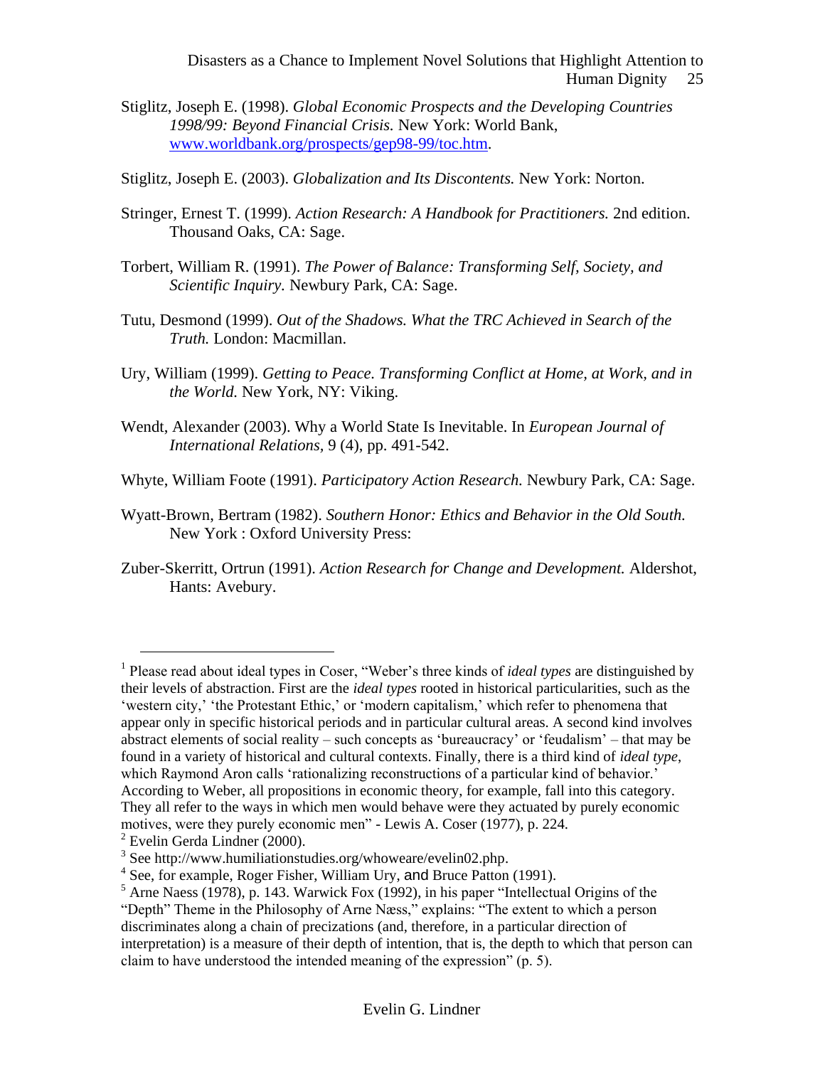Stiglitz, Joseph E. (1998). *Global Economic Prospects and the Developing Countries 1998/99: Beyond Financial Crisis.* New York: World Bank, www.worldbank.org/prospects/gep98-99/toc.htm.

Stiglitz, Joseph E. (2003). *Globalization and Its Discontents.* New York: Norton.

Stringer, Ernest T. (1999). *Action Research: A Handbook for Practitioners.* 2nd edition. Thousand Oaks, CA: Sage.

Torbert, William R. (1991). *The Power of Balance: Transforming Self, Society, and Scientific Inquiry.* Newbury Park, CA: Sage.

Tutu, Desmond (1999). *Out of the Shadows. What the TRC Achieved in Search of the Truth.* London: Macmillan.

Ury, William (1999). *Getting to Peace. Transforming Conflict at Home, at Work, and in the World.* New York, NY: Viking.

Wendt, Alexander (2003). Why a World State Is Inevitable. In *European Journal of International Relations,* 9 (4), pp. 491-542.

Whyte, William Foote (1991). *Participatory Action Research.* Newbury Park, CA: Sage.

Wyatt-Brown, Bertram (1982). *Southern Honor: Ethics and Behavior in the Old South.* New York : Oxford University Press:

Zuber-Skerritt, Ortrun (1991). *Action Research for Change and Development.* Aldershot, Hants: Avebury.

---

[1] Please read about ideal types in Coser, "Weber's three kinds of *ideal types* are distinguished by their levels of abstraction. First are the *ideal types* rooted in historical particularities, such as the 'western city,' 'the Protestant Ethic,' or 'modern capitalism,' which refer to phenomena that appear only in specific historical periods and in particular cultural areas. A second kind involves abstract elements of social reality – such concepts as 'bureaucracy' or 'feudalism' – that may be found in a variety of historical and cultural contexts. Finally, there is a third kind of *ideal type*, which Raymond Aron calls 'rationalizing reconstructions of a particular kind of behavior.' According to Weber, all propositions in economic theory, for example, fall into this category. They all refer to the ways in which men would behave were they actuated by purely economic motives, were they purely economic men" - Lewis A. Coser (1977), p. 224.

[2] Evelin Gerda Lindner (2000).

[3] See http://www.humiliationstudies.org/whoweare/evelin02.php.

[4] See, for example, Roger Fisher, William Ury, and Bruce Patton (1991).

[5] Arne Naess (1978), p. 143. Warwick Fox (1992), in his paper "Intellectual Origins of the "Depth" Theme in the Philosophy of Arne Næss," explains: "The extent to which a person discriminates along a chain of precizations (and, therefore, in a particular direction of interpretation) is a measure of their depth of intention, that is, the depth to which that person can claim to have understood the intended meaning of the expression" (p. 5).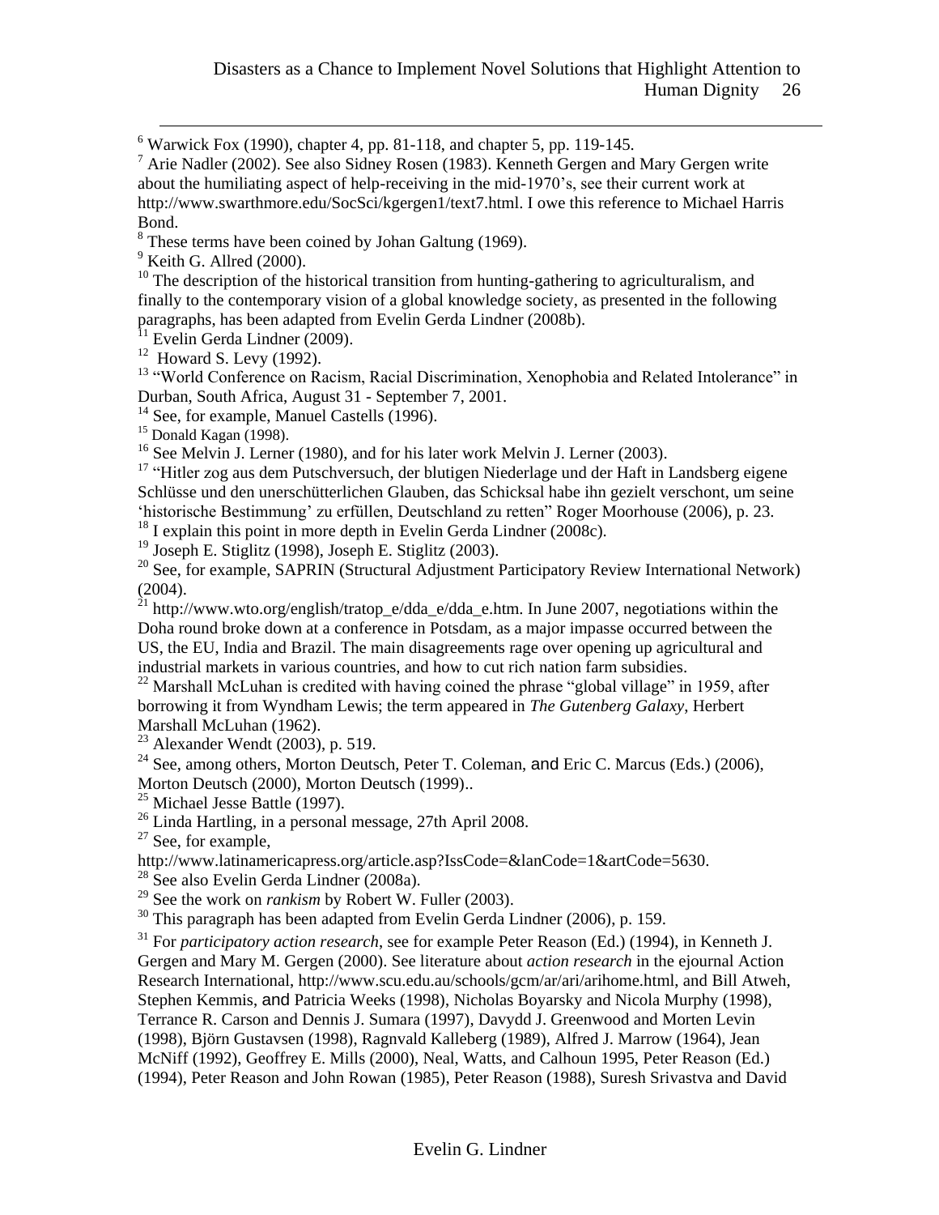[6] Warwick Fox (1990), chapter 4, pp. 81-118, and chapter 5, pp. 119-145.

[7] Arie Nadler (2002). See also Sidney Rosen (1983). Kenneth Gergen and Mary Gergen write about the humiliating aspect of help-receiving in the mid-1970's, see their current work at http://www.swarthmore.edu/SocSci/kgergen1/text7.html. I owe this reference to Michael Harris Bond.

[8] These terms have been coined by Johan Galtung (1969).

[9] Keith G. Allred (2000).

[10] The description of the historical transition from hunting-gathering to agriculturalism, and finally to the contemporary vision of a global knowledge society, as presented in the following paragraphs, has been adapted from Evelin Gerda Lindner (2008b).

[11] Evelin Gerda Lindner (2009).

[12] Howard S. Levy (1992).

[13] "World Conference on Racism, Racial Discrimination, Xenophobia and Related Intolerance" in Durban, South Africa, August 31 - September 7, 2001.

[14] See, for example, Manuel Castells (1996).

[15] Donald Kagan (1998).

[16] See Melvin J. Lerner (1980), and for his later work Melvin J. Lerner (2003).

[17] "Hitler zog aus dem Putschversuch, der blutigen Niederlage und der Haft in Landsberg eigene Schlüsse und den unerschütterlichen Glauben, das Schicksal habe ihn gezielt verschont, um seine 'historische Bestimmung' zu erfüllen, Deutschland zu retten" Roger Moorhouse (2006), p. 23.

[18] I explain this point in more depth in Evelin Gerda Lindner (2008c).

[19] Joseph E. Stiglitz (1998), Joseph E. Stiglitz (2003).

[20] See, for example, SAPRIN (Structural Adjustment Participatory Review International Network) (2004).

[21] http://www.wto.org/english/tratop_e/dda_e/dda_e.htm. In June 2007, negotiations within the Doha round broke down at a conference in Potsdam, as a major impasse occurred between the US, the EU, India and Brazil. The main disagreements rage over opening up agricultural and industrial markets in various countries, and how to cut rich nation farm subsidies.

[22] Marshall McLuhan is credited with having coined the phrase "global village" in 1959, after borrowing it from Wyndham Lewis; the term appeared in *The Gutenberg Galaxy*, Herbert Marshall McLuhan (1962).

[23] Alexander Wendt (2003), p. 519.

[24] See, among others, Morton Deutsch, Peter T. Coleman, and Eric C. Marcus (Eds.) (2006), Morton Deutsch (2000), Morton Deutsch (1999)..

[25] Michael Jesse Battle (1997).

[26] Linda Hartling, in a personal message, 27th April 2008.

[27] See, for example, http://www.latinamericapress.org/article.asp?IssCode=&lanCode=1&artCode=5630.

[28] See also Evelin Gerda Lindner (2008a).

[29] See the work on *rankism* by Robert W. Fuller (2003).

[30] This paragraph has been adapted from Evelin Gerda Lindner (2006), p. 159.

[31] For *participatory action research*, see for example Peter Reason (Ed.) (1994), in Kenneth J. Gergen and Mary M. Gergen (2000). See literature about *action research* in the ejournal Action Research International, http://www.scu.edu.au/schools/gcm/ar/ari/arihome.html, and Bill Atweh, Stephen Kemmis, and Patricia Weeks (1998), Nicholas Boyarsky and Nicola Murphy (1998), Terrance R. Carson and Dennis J. Sumara (1997), Davydd J. Greenwood and Morten Levin (1998), Björn Gustavsen (1998), Ragnvald Kalleberg (1989), Alfred J. Marrow (1964), Jean McNiff (1992), Geoffrey E. Mills (2000), Neal, Watts, and Calhoun 1995, Peter Reason (Ed.) (1994), Peter Reason and John Rowan (1985), Peter Reason (1988), Suresh Srivastva and David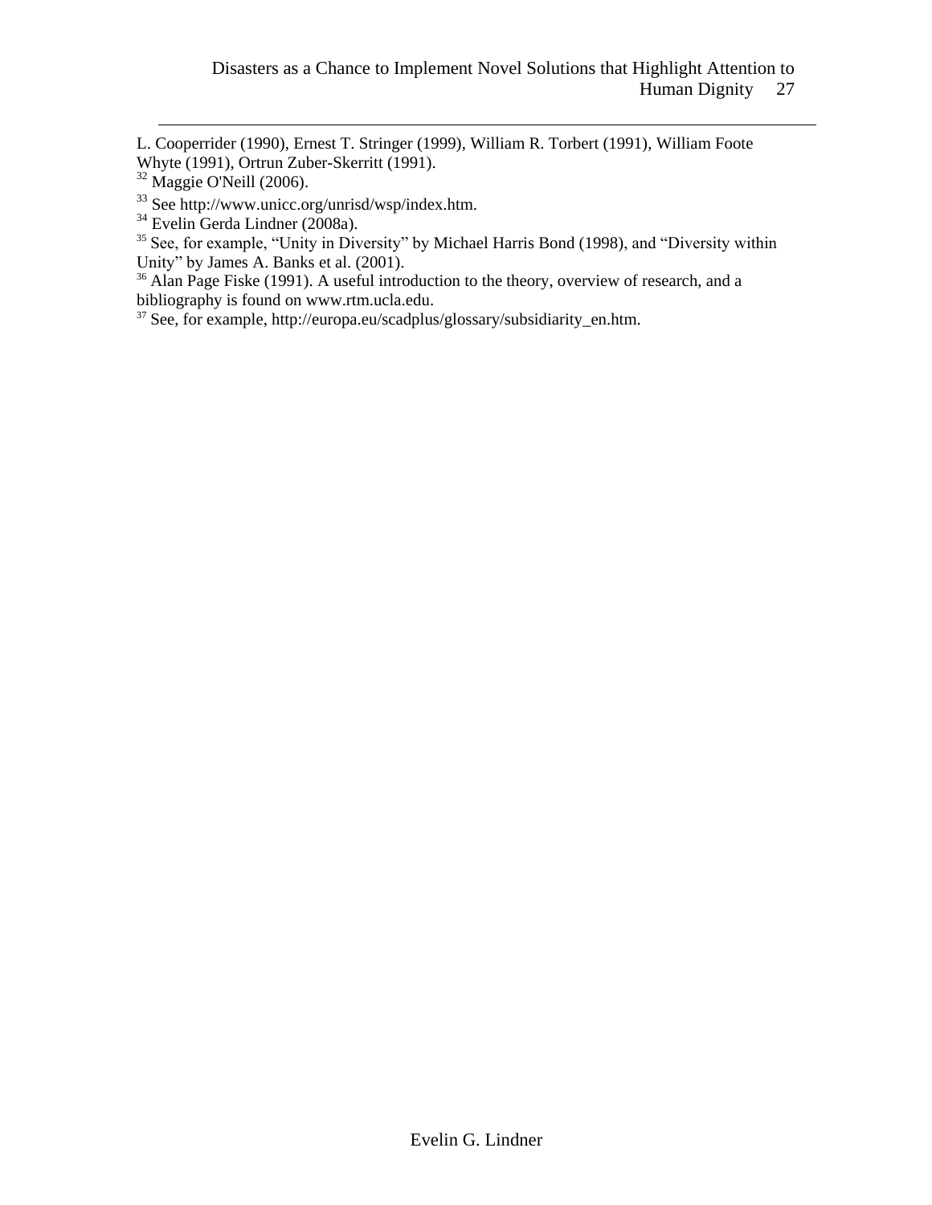L. Cooperrider (1990), Ernest T. Stringer (1999), William R. Torbert (1991), William Foote Whyte (1991), Ortrun Zuber-Skerritt (1991).

[32] Maggie O'Neill (2006).

[33] See http://www.unicc.org/unrisd/wsp/index.htm.

[34] Evelin Gerda Lindner (2008a).

[35] See, for example, "Unity in Diversity" by Michael Harris Bond (1998), and "Diversity within Unity" by James A. Banks et al. (2001).

[36] Alan Page Fiske (1991). A useful introduction to the theory, overview of research, and a bibliography is found on www.rtm.ucla.edu.

[37] See, for example, http://europa.eu/scadplus/glossary/subsidiarity_en.htm.